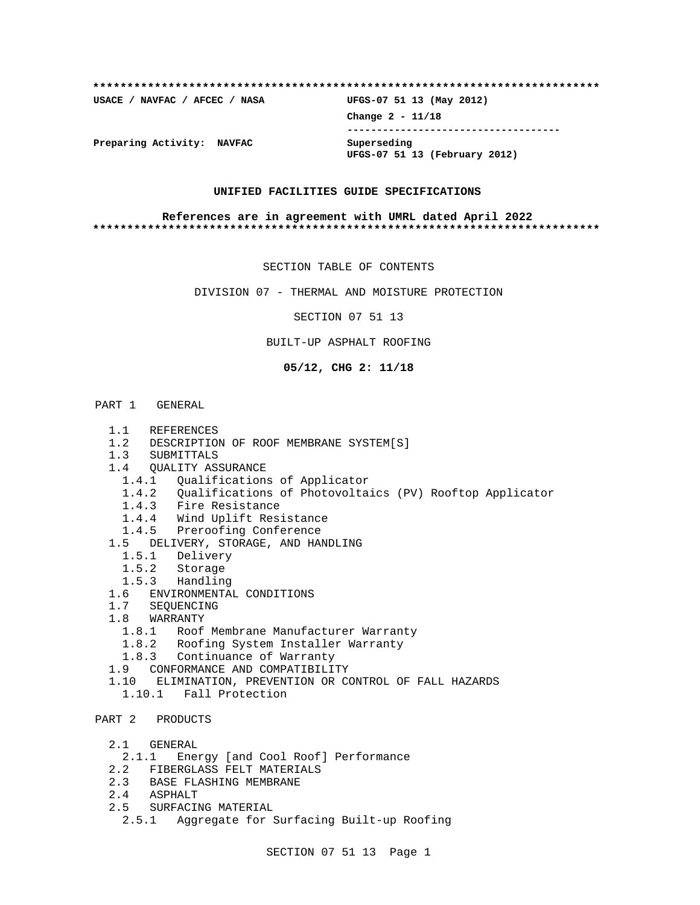**************************************************************************

**USACE / NAVFAC / AFCEC / NASA** **UFGS-07 51 13 (May 2012)**

**Change 2 - 11/18**

-----------------------------------

**Preparing Activity: NAVFAC** **Superseding**
**UFGS-07 51 13 (February 2012)**

**UNIFIED FACILITIES GUIDE SPECIFICATIONS**

**References are in agreement with UMRL dated April 2022**

**************************************************************************

SECTION TABLE OF CONTENTS

DIVISION 07 - THERMAL AND MOISTURE PROTECTION

SECTION 07 51 13

BUILT-UP ASPHALT ROOFING

**05/12, CHG 2: 11/18**

PART 1 GENERAL

- 1.1 REFERENCES
- 1.2 DESCRIPTION OF ROOF MEMBRANE SYSTEM[S]
- 1.3 SUBMITTALS
- 1.4 QUALITY ASSURANCE
  - 1.4.1 Qualifications of Applicator
  - 1.4.2 Qualifications of Photovoltaics (PV) Rooftop Applicator
  - 1.4.3 Fire Resistance
  - 1.4.4 Wind Uplift Resistance
  - 1.4.5 Preroofing Conference
- 1.5 DELIVERY, STORAGE, AND HANDLING
  - 1.5.1 Delivery
  - 1.5.2 Storage
  - 1.5.3 Handling
- 1.6 ENVIRONMENTAL CONDITIONS
- 1.7 SEQUENCING
- 1.8 WARRANTY
  - 1.8.1 Roof Membrane Manufacturer Warranty
  - 1.8.2 Roofing System Installer Warranty
  - 1.8.3 Continuance of Warranty
- 1.9 CONFORMANCE AND COMPATIBILITY
- 1.10 ELIMINATION, PREVENTION OR CONTROL OF FALL HAZARDS
  - 1.10.1 Fall Protection

PART 2 PRODUCTS

- 2.1 GENERAL
  - 2.1.1 Energy [and Cool Roof] Performance
- 2.2 FIBERGLASS FELT MATERIALS
- 2.3 BASE FLASHING MEMBRANE
- 2.4 ASPHALT
- 2.5 SURFACING MATERIAL
  - 2.5.1 Aggregate for Surfacing Built-up Roofing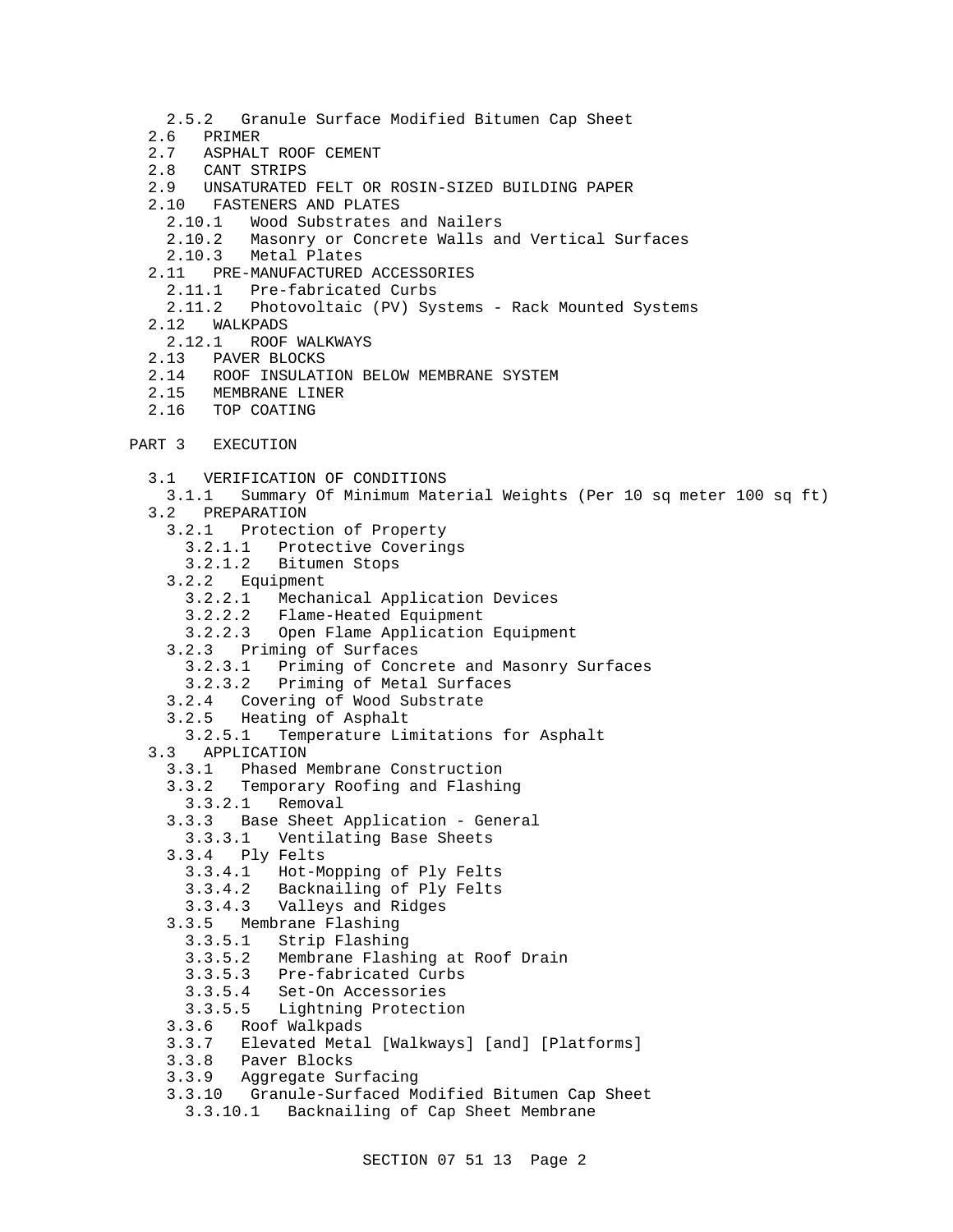- 2.5.2 Granule Surface Modified Bitumen Cap Sheet
- 2.6 PRIMER
- 2.7 ASPHALT ROOF CEMENT
- 2.8 CANT STRIPS
- 2.9 UNSATURATED FELT OR ROSIN-SIZED BUILDING PAPER
- 2.10 FASTENERS AND PLATES
  - 2.10.1 Wood Substrates and Nailers
  - 2.10.2 Masonry or Concrete Walls and Vertical Surfaces
  - 2.10.3 Metal Plates
- 2.11 PRE-MANUFACTURED ACCESSORIES
  - 2.11.1 Pre-fabricated Curbs
  - 2.11.2 Photovoltaic (PV) Systems - Rack Mounted Systems
- 2.12 WALKPADS
  - 2.12.1 ROOF WALKWAYS
- 2.13 PAVER BLOCKS
- 2.14 ROOF INSULATION BELOW MEMBRANE SYSTEM
- 2.15 MEMBRANE LINER
- 2.16 TOP COATING

PART 3 EXECUTION

- 3.1 VERIFICATION OF CONDITIONS
  - 3.1.1 Summary Of Minimum Material Weights (Per 10 sq meter 100 sq ft)
- 3.2 PREPARATION
  - 3.2.1 Protection of Property
    - 3.2.1.1 Protective Coverings
    - 3.2.1.2 Bitumen Stops
  - 3.2.2 Equipment
    - 3.2.2.1 Mechanical Application Devices
    - 3.2.2.2 Flame-Heated Equipment
    - 3.2.2.3 Open Flame Application Equipment
  - 3.2.3 Priming of Surfaces
    - 3.2.3.1 Priming of Concrete and Masonry Surfaces
    - 3.2.3.2 Priming of Metal Surfaces
  - 3.2.4 Covering of Wood Substrate
  - 3.2.5 Heating of Asphalt
    - 3.2.5.1 Temperature Limitations for Asphalt
- 3.3 APPLICATION
  - 3.3.1 Phased Membrane Construction
  - 3.3.2 Temporary Roofing and Flashing
    - 3.3.2.1 Removal
  - 3.3.3 Base Sheet Application - General
    - 3.3.3.1 Ventilating Base Sheets
  - 3.3.4 Ply Felts
    - 3.3.4.1 Hot-Mopping of Ply Felts
    - 3.3.4.2 Backnailing of Ply Felts
    - 3.3.4.3 Valleys and Ridges
  - 3.3.5 Membrane Flashing
    - 3.3.5.1 Strip Flashing
    - 3.3.5.2 Membrane Flashing at Roof Drain
    - 3.3.5.3 Pre-fabricated Curbs
    - 3.3.5.4 Set-On Accessories
    - 3.3.5.5 Lightning Protection
  - 3.3.6 Roof Walkpads
  - 3.3.7 Elevated Metal [Walkways] [and] [Platforms]
  - 3.3.8 Paver Blocks
  - 3.3.9 Aggregate Surfacing
  - 3.3.10 Granule-Surfaced Modified Bitumen Cap Sheet
    - 3.3.10.1 Backnailing of Cap Sheet Membrane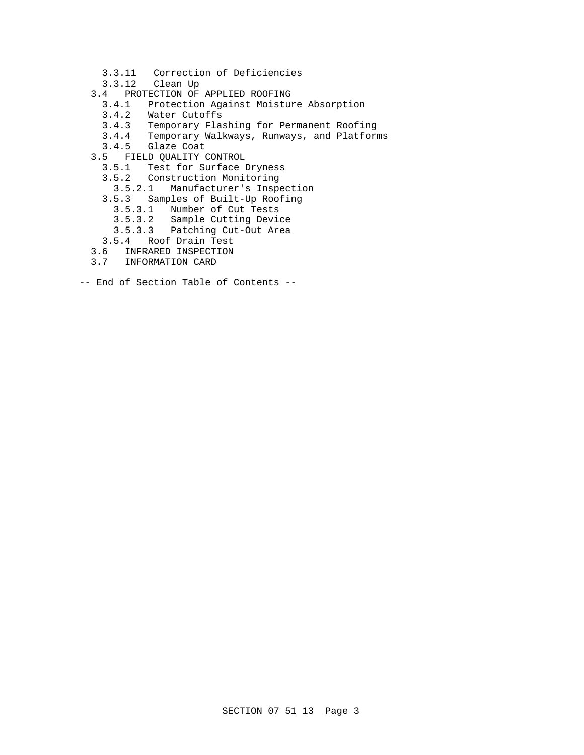- 3.3.11 Correction of Deficiencies
- 3.3.12 Clean Up
- 3.4 PROTECTION OF APPLIED ROOFING
  - 3.4.1 Protection Against Moisture Absorption
  - 3.4.2 Water Cutoffs
  - 3.4.3 Temporary Flashing for Permanent Roofing
  - 3.4.4 Temporary Walkways, Runways, and Platforms
  - 3.4.5 Glaze Coat
- 3.5 FIELD QUALITY CONTROL
  - 3.5.1 Test for Surface Dryness
  - 3.5.2 Construction Monitoring
    - 3.5.2.1 Manufacturer's Inspection
  - 3.5.3 Samples of Built-Up Roofing
    - 3.5.3.1 Number of Cut Tests
    - 3.5.3.2 Sample Cutting Device
    - 3.5.3.3 Patching Cut-Out Area
  - 3.5.4 Roof Drain Test
- 3.6 INFRARED INSPECTION
- 3.7 INFORMATION CARD

-- End of Section Table of Contents --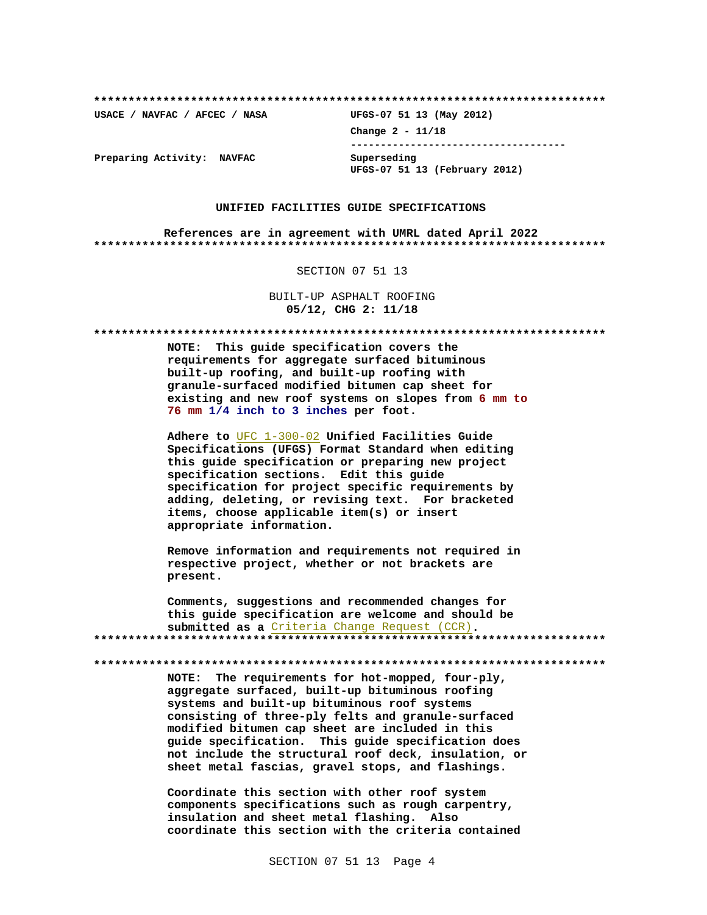**************************************************************************

USACE / NAVFAC / AFCEC / NASA UFGS-07 51 13 (May 2012)

Change 2 - 11/18

------------------------------------

Preparing Activity: NAVFAC Superseding

UFGS-07 51 13 (February 2012)

**UNIFIED FACILITIES GUIDE SPECIFICATIONS**

**References are in agreement with UMRL dated April 2022**

**************************************************************************

SECTION 07 51 13

BUILT-UP ASPHALT ROOFING

**05/12, CHG 2: 11/18**

**************************************************************************

**NOTE: This guide specification covers the requirements for aggregate surfaced bituminous built-up roofing, and built-up roofing with granule-surfaced modified bitumen cap sheet for existing and new roof systems on slopes from 6 mm to 76 mm 1/4 inch to 3 inches per foot.**

**Adhere to UFC 1-300-02 Unified Facilities Guide Specifications (UFGS) Format Standard when editing this guide specification or preparing new project specification sections. Edit this guide specification for project specific requirements by adding, deleting, or revising text. For bracketed items, choose applicable item(s) or insert appropriate information.**

**Remove information and requirements not required in respective project, whether or not brackets are present.**

**Comments, suggestions and recommended changes for this guide specification are welcome and should be submitted as a Criteria Change Request (CCR).**

**************************************************************************

**************************************************************************

**NOTE: The requirements for hot-mopped, four-ply, aggregate surfaced, built-up bituminous roofing systems and built-up bituminous roof systems consisting of three-ply felts and granule-surfaced modified bitumen cap sheet are included in this guide specification. This guide specification does not include the structural roof deck, insulation, or sheet metal fascias, gravel stops, and flashings.**

**Coordinate this section with other roof system components specifications such as rough carpentry, insulation and sheet metal flashing. Also coordinate this section with the criteria contained**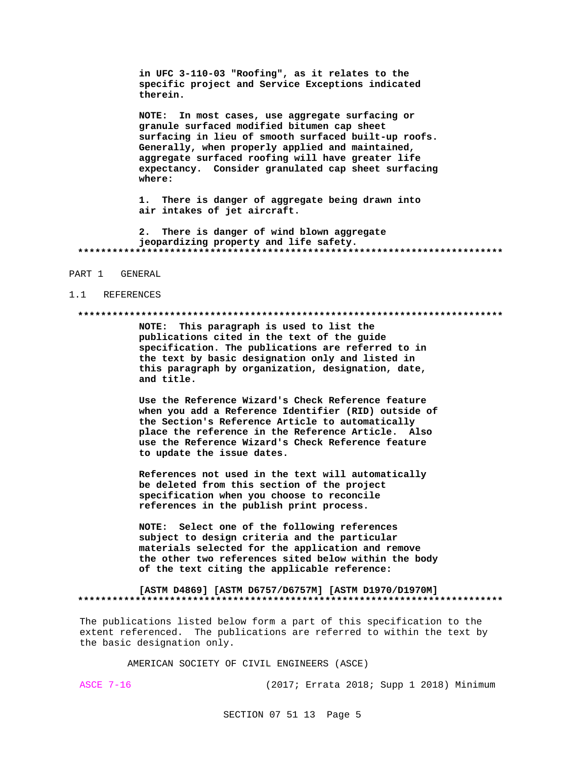**in UFC 3-110-03 "Roofing", as it relates to the specific project and Service Exceptions indicated therein.**

**NOTE: In most cases, use aggregate surfacing or granule surfaced modified bitumen cap sheet surfacing in lieu of smooth surfaced built-up roofs. Generally, when properly applied and maintained, aggregate surfaced roofing will have greater life expectancy. Consider granulated cap sheet surfacing where:**

**1. There is danger of aggregate being drawn into air intakes of jet aircraft.**

**2. There is danger of wind blown aggregate jeopardizing property and life safety.**

**************************************************************************

## PART 1 GENERAL

### 1.1 REFERENCES

**************************************************************************

**NOTE: This paragraph is used to list the publications cited in the text of the guide specification. The publications are referred to in the text by basic designation only and listed in this paragraph by organization, designation, date, and title.**

**Use the Reference Wizard's Check Reference feature when you add a Reference Identifier (RID) outside of the Section's Reference Article to automatically place the reference in the Reference Article. Also use the Reference Wizard's Check Reference feature to update the issue dates.**

**References not used in the text will automatically be deleted from this section of the project specification when you choose to reconcile references in the publish print process.**

**NOTE: Select one of the following references subject to design criteria and the particular materials selected for the application and remove the other two references sited below within the body of the text citing the applicable reference:**

**[ASTM D4869] [ASTM D6757/D6757M] [ASTM D1970/D1970M]**

**************************************************************************

The publications listed below form a part of this specification to the extent referenced. The publications are referred to within the text by the basic designation only.

AMERICAN SOCIETY OF CIVIL ENGINEERS (ASCE)

ASCE 7-16 (2017; Errata 2018; Supp 1 2018) Minimum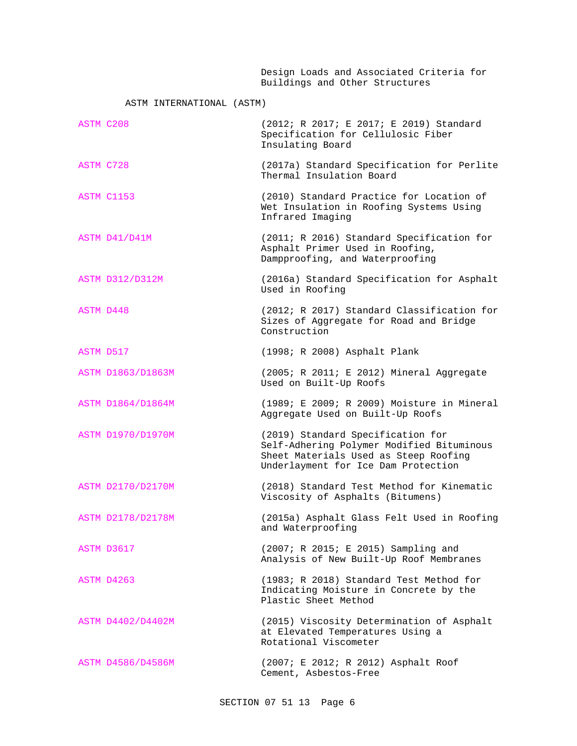Design Loads and Associated Criteria for Buildings and Other Structures

ASTM INTERNATIONAL (ASTM)

| | |
|---|---|
| ASTM C208 | (2012; R 2017; E 2017; E 2019) Standard Specification for Cellulosic Fiber Insulating Board |
| ASTM C728 | (2017a) Standard Specification for Perlite Thermal Insulation Board |
| ASTM C1153 | (2010) Standard Practice for Location of Wet Insulation in Roofing Systems Using Infrared Imaging |
| ASTM D41/D41M | (2011; R 2016) Standard Specification for Asphalt Primer Used in Roofing, Dampproofing, and Waterproofing |
| ASTM D312/D312M | (2016a) Standard Specification for Asphalt Used in Roofing |
| ASTM D448 | (2012; R 2017) Standard Classification for Sizes of Aggregate for Road and Bridge Construction |
| ASTM D517 | (1998; R 2008) Asphalt Plank |
| ASTM D1863/D1863M | (2005; R 2011; E 2012) Mineral Aggregate Used on Built-Up Roofs |
| ASTM D1864/D1864M | (1989; E 2009; R 2009) Moisture in Mineral Aggregate Used on Built-Up Roofs |
| ASTM D1970/D1970M | (2019) Standard Specification for Self-Adhering Polymer Modified Bituminous Sheet Materials Used as Steep Roofing Underlayment for Ice Dam Protection |
| ASTM D2170/D2170M | (2018) Standard Test Method for Kinematic Viscosity of Asphalts (Bitumens) |
| ASTM D2178/D2178M | (2015a) Asphalt Glass Felt Used in Roofing and Waterproofing |
| ASTM D3617 | (2007; R 2015; E 2015) Sampling and Analysis of New Built-Up Roof Membranes |
| ASTM D4263 | (1983; R 2018) Standard Test Method for Indicating Moisture in Concrete by the Plastic Sheet Method |
| ASTM D4402/D4402M | (2015) Viscosity Determination of Asphalt at Elevated Temperatures Using a Rotational Viscometer |
| ASTM D4586/D4586M | (2007; E 2012; R 2012) Asphalt Roof Cement, Asbestos-Free |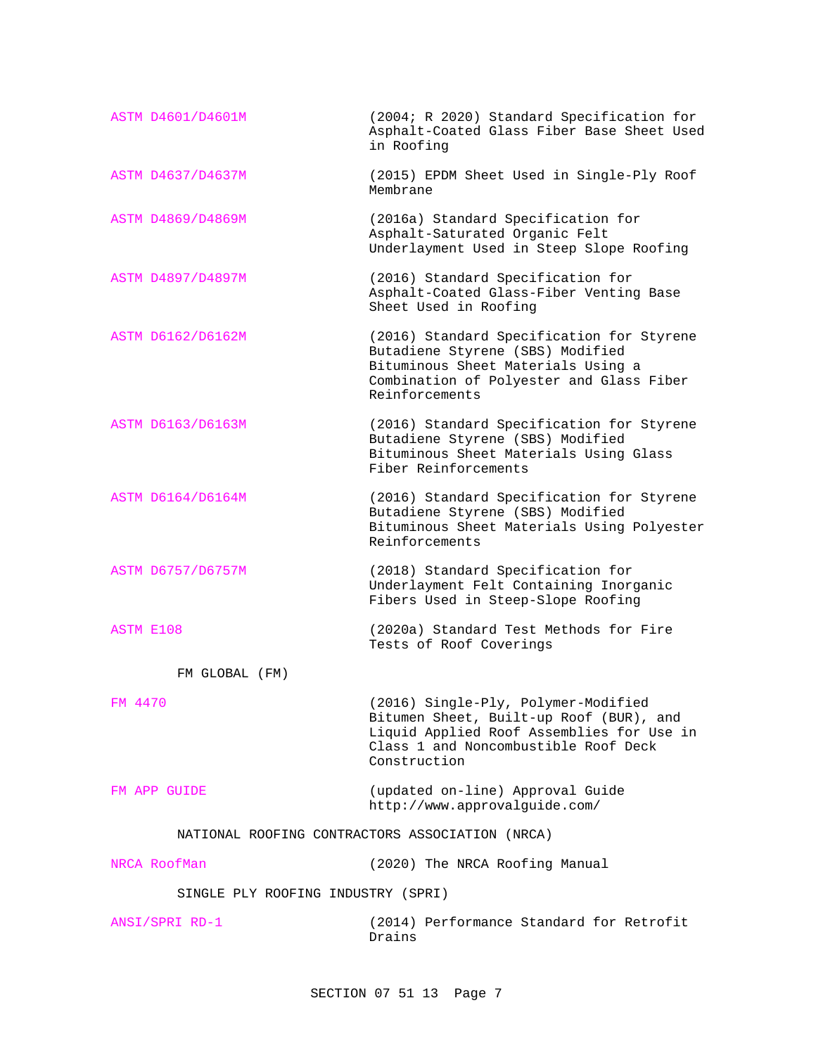ASTM D4601/D4601M (2004; R 2020) Standard Specification for Asphalt-Coated Glass Fiber Base Sheet Used in Roofing

ASTM D4637/D4637M (2015) EPDM Sheet Used in Single-Ply Roof Membrane

ASTM D4869/D4869M (2016a) Standard Specification for Asphalt-Saturated Organic Felt Underlayment Used in Steep Slope Roofing

ASTM D4897/D4897M (2016) Standard Specification for Asphalt-Coated Glass-Fiber Venting Base Sheet Used in Roofing

ASTM D6162/D6162M (2016) Standard Specification for Styrene Butadiene Styrene (SBS) Modified Bituminous Sheet Materials Using a Combination of Polyester and Glass Fiber Reinforcements

ASTM D6163/D6163M (2016) Standard Specification for Styrene Butadiene Styrene (SBS) Modified Bituminous Sheet Materials Using Glass Fiber Reinforcements

ASTM D6164/D6164M (2016) Standard Specification for Styrene Butadiene Styrene (SBS) Modified Bituminous Sheet Materials Using Polyester Reinforcements

ASTM D6757/D6757M (2018) Standard Specification for Underlayment Felt Containing Inorganic Fibers Used in Steep-Slope Roofing

ASTM E108 (2020a) Standard Test Methods for Fire Tests of Roof Coverings

FM GLOBAL (FM)

FM 4470 (2016) Single-Ply, Polymer-Modified Bitumen Sheet, Built-up Roof (BUR), and Liquid Applied Roof Assemblies for Use in Class 1 and Noncombustible Roof Deck Construction

FM APP GUIDE (updated on-line) Approval Guide http://www.approvalguide.com/

NATIONAL ROOFING CONTRACTORS ASSOCIATION (NRCA)

NRCA RoofMan (2020) The NRCA Roofing Manual

SINGLE PLY ROOFING INDUSTRY (SPRI)

ANSI/SPRI RD-1 (2014) Performance Standard for Retrofit Drains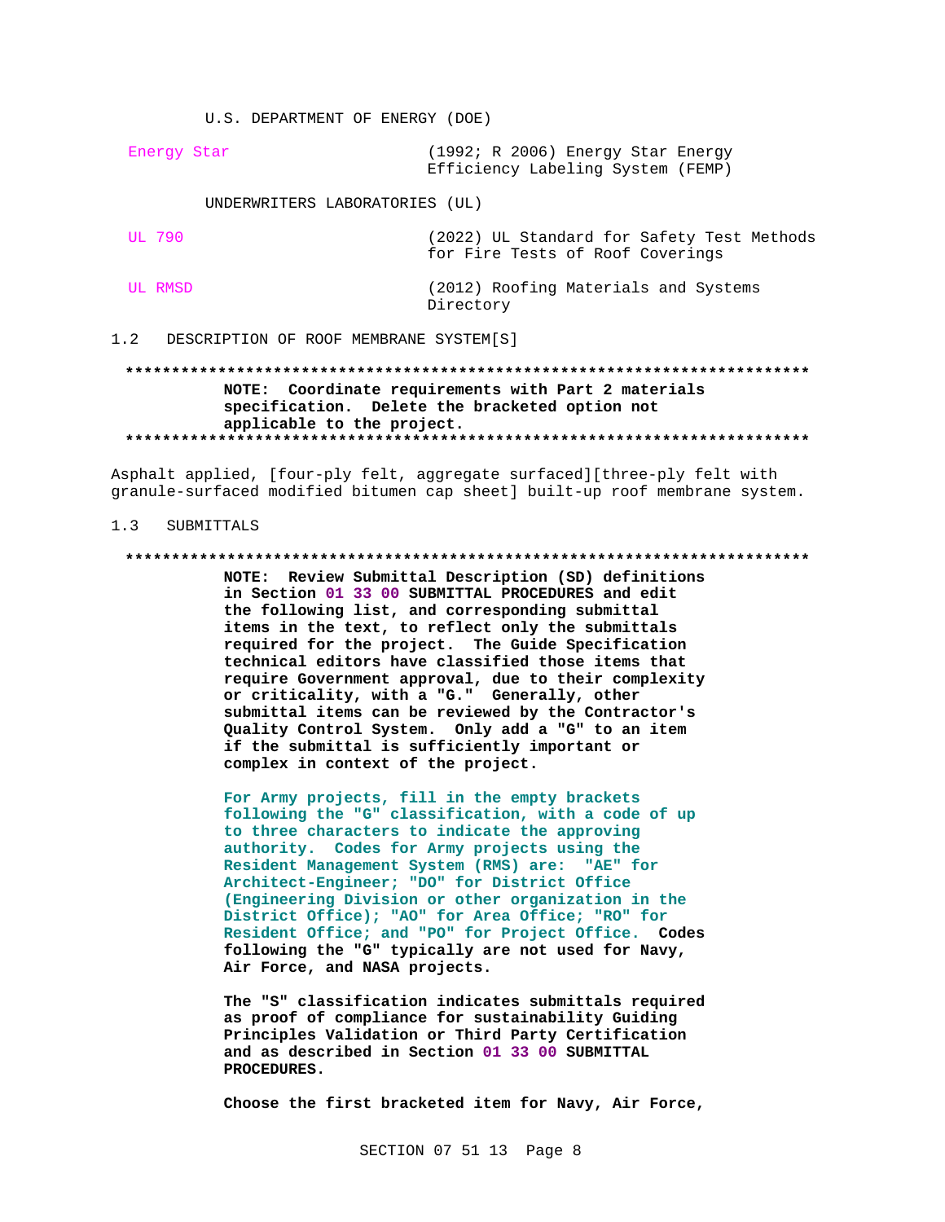U.S. DEPARTMENT OF ENERGY (DOE)

Energy Star (1992; R 2006) Energy Star Energy Efficiency Labeling System (FEMP)

UNDERWRITERS LABORATORIES (UL)

UL 790 (2022) UL Standard for Safety Test Methods for Fire Tests of Roof Coverings

UL RMSD (2012) Roofing Materials and Systems Directory

## 1.2 DESCRIPTION OF ROOF MEMBRANE SYSTEM[S]

**************************************************************************

**NOTE: Coordinate requirements with Part 2 materials specification. Delete the bracketed option not applicable to the project.**

**************************************************************************

Asphalt applied, [four-ply felt, aggregate surfaced][three-ply felt with granule-surfaced modified bitumen cap sheet] built-up roof membrane system.

## 1.3 SUBMITTALS

**************************************************************************

**NOTE: Review Submittal Description (SD) definitions in Section 01 33 00 SUBMITTAL PROCEDURES and edit the following list, and corresponding submittal items in the text, to reflect only the submittals required for the project. The Guide Specification technical editors have classified those items that require Government approval, due to their complexity or criticality, with a "G." Generally, other submittal items can be reviewed by the Contractor's Quality Control System. Only add a "G" to an item if the submittal is sufficiently important or complex in context of the project.**

**For Army projects, fill in the empty brackets following the "G" classification, with a code of up to three characters to indicate the approving authority. Codes for Army projects using the Resident Management System (RMS) are: "AE" for Architect-Engineer; "DO" for District Office (Engineering Division or other organization in the District Office); "AO" for Area Office; "RO" for Resident Office; and "PO" for Project Office. Codes following the "G" typically are not used for Navy, Air Force, and NASA projects.**

**The "S" classification indicates submittals required as proof of compliance for sustainability Guiding Principles Validation or Third Party Certification and as described in Section 01 33 00 SUBMITTAL PROCEDURES.**

**Choose the first bracketed item for Navy, Air Force,**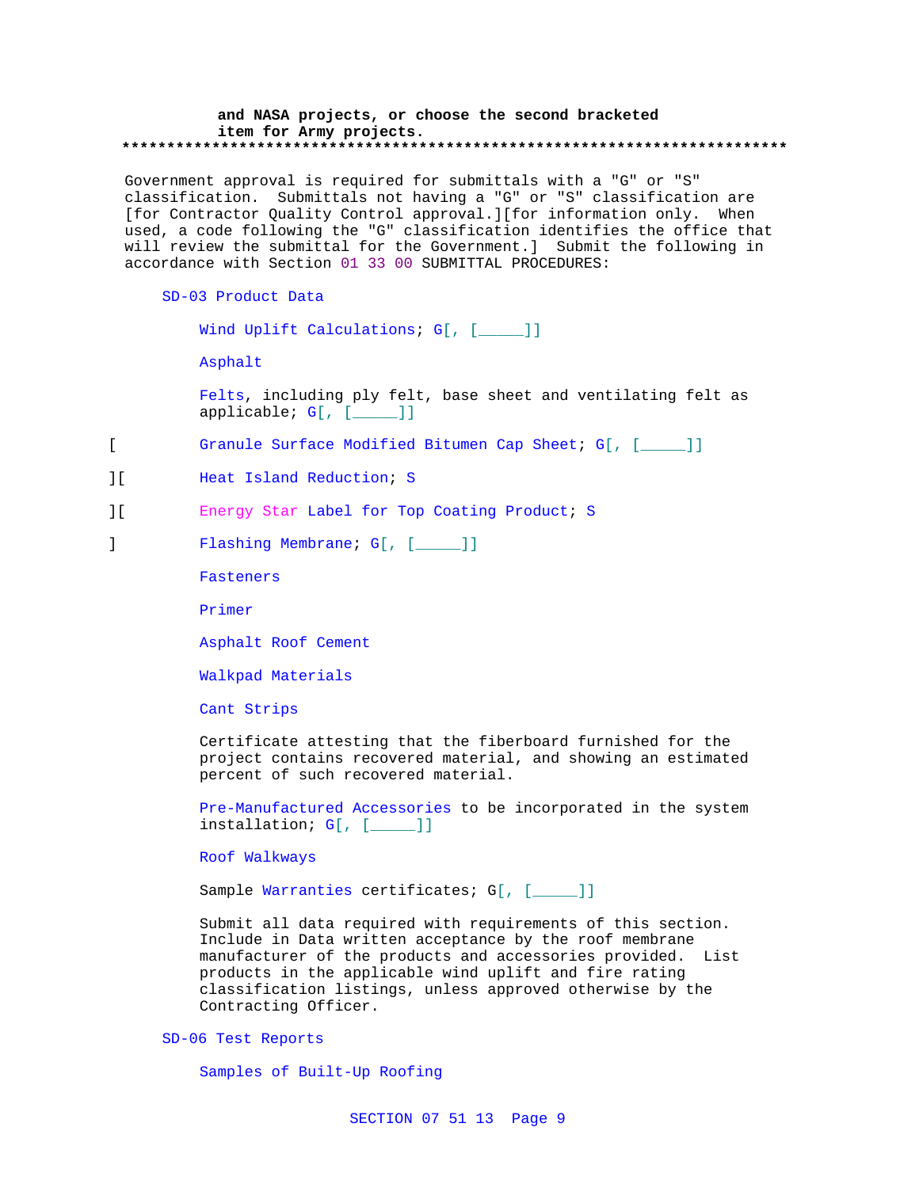and NASA projects, or choose the second bracketed item for Army projects.

**************************************************************************

Government approval is required for submittals with a "G" or "S" classification. Submittals not having a "G" or "S" classification are [for Contractor Quality Control approval.][for information only. When used, a code following the "G" classification identifies the office that will review the submittal for the Government.] Submit the following in accordance with Section 01 33 00 SUBMITTAL PROCEDURES:

SD-03 Product Data

Wind Uplift Calculations; G[, [_____]]

Asphalt

Felts, including ply felt, base sheet and ventilating felt as applicable; G[, [_____]]

[ Granule Surface Modified Bitumen Cap Sheet; G[, [_____]]

][ Heat Island Reduction; S

][ Energy Star Label for Top Coating Product; S

] Flashing Membrane; G[, [_____]]

Fasteners

Primer

Asphalt Roof Cement

Walkpad Materials

Cant Strips

Certificate attesting that the fiberboard furnished for the project contains recovered material, and showing an estimated percent of such recovered material.

Pre-Manufactured Accessories to be incorporated in the system installation; G[, [_____]]

Roof Walkways

Sample Warranties certificates; G[, [_____]]

Submit all data required with requirements of this section. Include in Data written acceptance by the roof membrane manufacturer of the products and accessories provided. List products in the applicable wind uplift and fire rating classification listings, unless approved otherwise by the Contracting Officer.

SD-06 Test Reports

Samples of Built-Up Roofing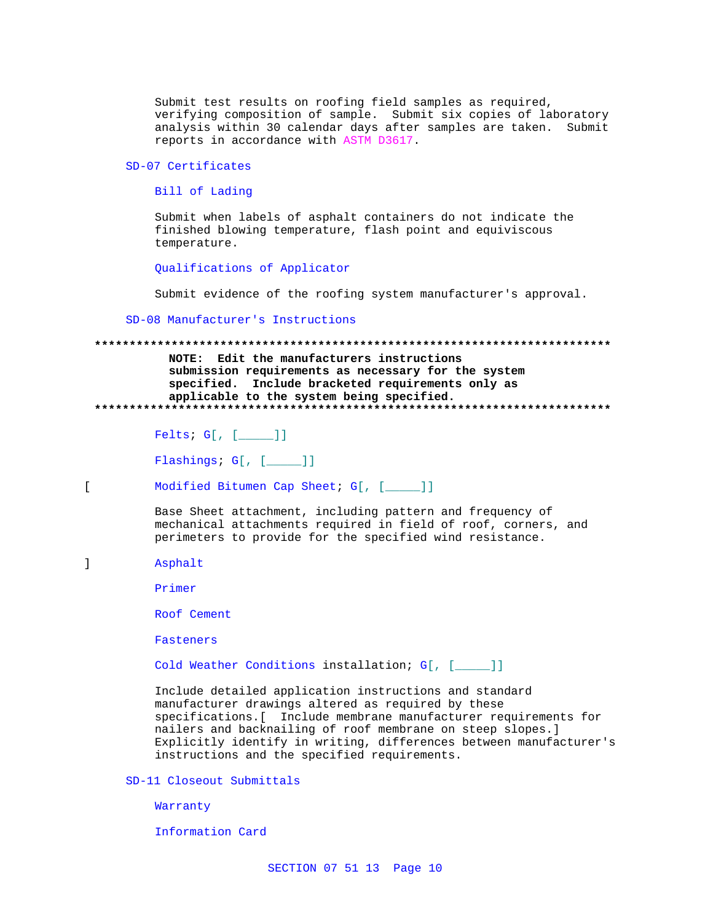Submit test results on roofing field samples as required, verifying composition of sample. Submit six copies of laboratory analysis within 30 calendar days after samples are taken. Submit reports in accordance with ASTM D3617.

SD-07 Certificates

Bill of Lading

Submit when labels of asphalt containers do not indicate the finished blowing temperature, flash point and equiviscous temperature.

Qualifications of Applicator

Submit evidence of the roofing system manufacturer's approval.

SD-08 Manufacturer's Instructions

**************************************************************************

**NOTE: Edit the manufacturers instructions submission requirements as necessary for the system specified. Include bracketed requirements only as applicable to the system being specified.**

**************************************************************************

Felts; G[, [_____]]

Flashings; G[, [_____]]

[ Modified Bitumen Cap Sheet; G[, [_____]]

Base Sheet attachment, including pattern and frequency of mechanical attachments required in field of roof, corners, and perimeters to provide for the specified wind resistance.

] Asphalt

Primer

Roof Cement

Fasteners

Cold Weather Conditions installation; G[, [_____]]

Include detailed application instructions and standard manufacturer drawings altered as required by these specifications.[ Include membrane manufacturer requirements for nailers and backnailing of roof membrane on steep slopes.] Explicitly identify in writing, differences between manufacturer's instructions and the specified requirements.

SD-11 Closeout Submittals

Warranty

Information Card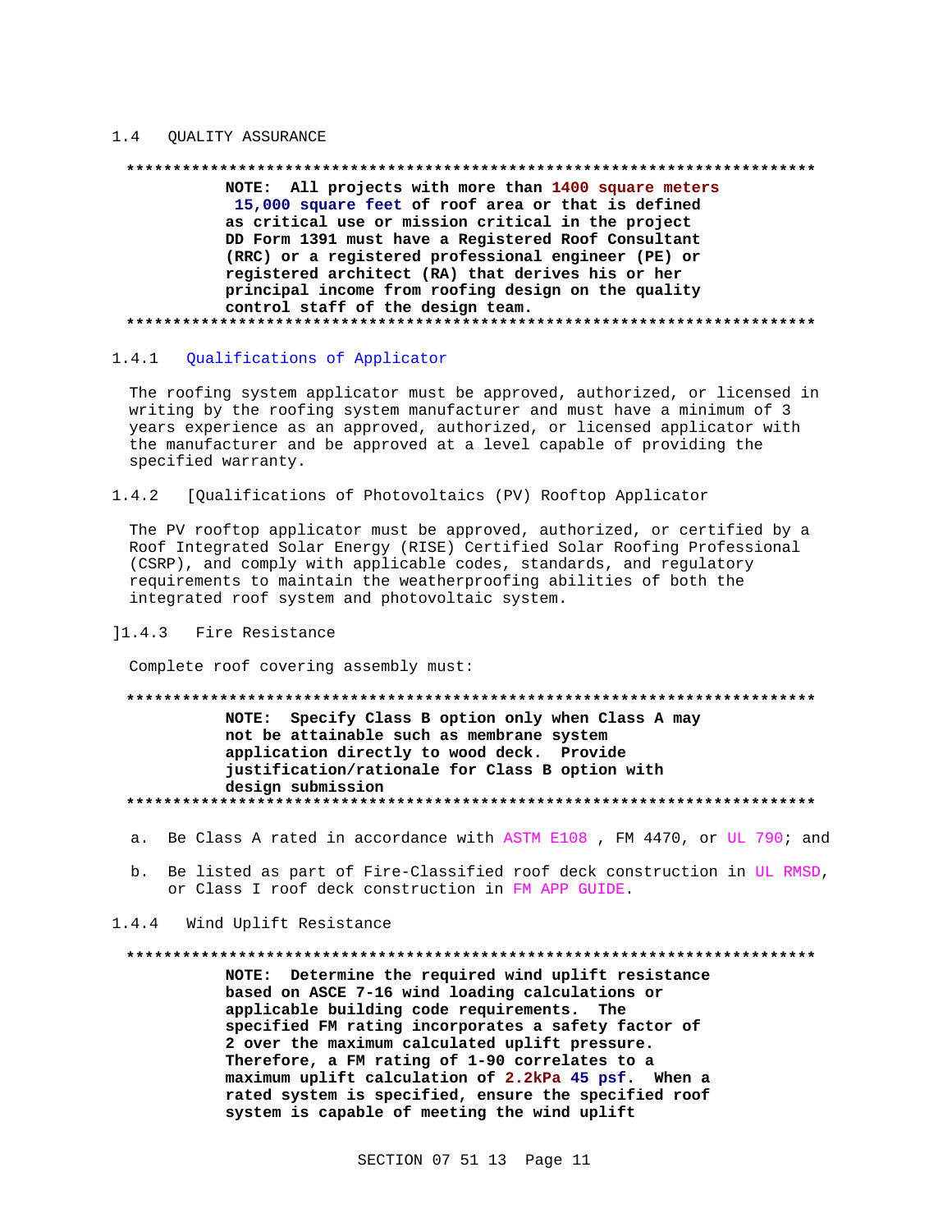## 1.4 QUALITY ASSURANCE

**************************************************************************
**NOTE: All projects with more than 1400 square meters 15,000 square feet of roof area or that is defined as critical use or mission critical in the project DD Form 1391 must have a Registered Roof Consultant (RRC) or a registered professional engineer (PE) or registered architect (RA) that derives his or her principal income from roofing design on the quality control staff of the design team.**
**************************************************************************

### 1.4.1 Qualifications of Applicator

The roofing system applicator must be approved, authorized, or licensed in writing by the roofing system manufacturer and must have a minimum of 3 years experience as an approved, authorized, or licensed applicator with the manufacturer and be approved at a level capable of providing the specified warranty.

### 1.4.2 [Qualifications of Photovoltaics (PV) Rooftop Applicator

The PV rooftop applicator must be approved, authorized, or certified by a Roof Integrated Solar Energy (RISE) Certified Solar Roofing Professional (CSRP), and comply with applicable codes, standards, and regulatory requirements to maintain the weatherproofing abilities of both the integrated roof system and photovoltaic system.

### ]1.4.3 Fire Resistance

Complete roof covering assembly must:

**************************************************************************
**NOTE: Specify Class B option only when Class A may not be attainable such as membrane system application directly to wood deck. Provide justification/rationale for Class B option with design submission**
**************************************************************************

a. Be Class A rated in accordance with ASTM E108 , FM 4470, or UL 790; and

b. Be listed as part of Fire-Classified roof deck construction in UL RMSD, or Class I roof deck construction in FM APP GUIDE.

### 1.4.4 Wind Uplift Resistance

**************************************************************************
**NOTE: Determine the required wind uplift resistance based on ASCE 7-16 wind loading calculations or applicable building code requirements. The specified FM rating incorporates a safety factor of 2 over the maximum calculated uplift pressure. Therefore, a FM rating of 1-90 correlates to a maximum uplift calculation of 2.2kPa 45 psf. When a rated system is specified, ensure the specified roof system is capable of meeting the wind uplift**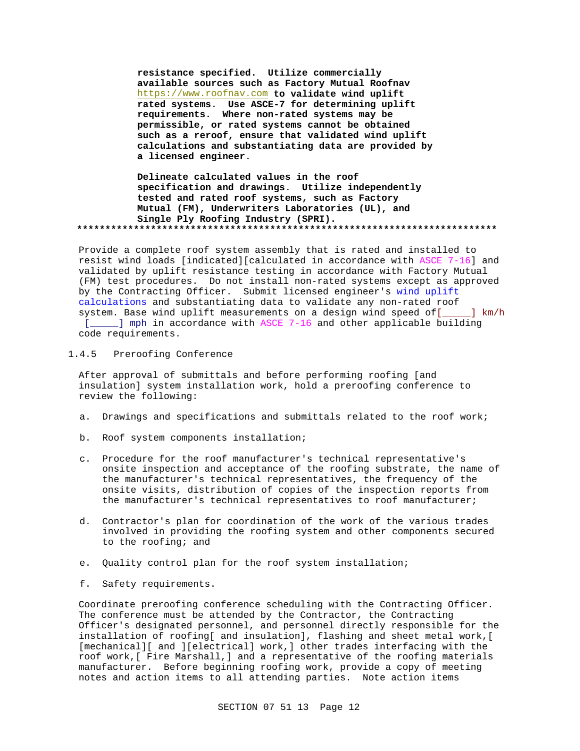**resistance specified. Utilize commercially available sources such as Factory Mutual Roofnav https://www.roofnav.com to validate wind uplift rated systems. Use ASCE-7 for determining uplift requirements. Where non-rated systems may be permissible, or rated systems cannot be obtained such as a reroof, ensure that validated wind uplift calculations and substantiating data are provided by a licensed engineer.**

**Delineate calculated values in the roof specification and drawings. Utilize independently tested and rated roof systems, such as Factory Mutual (FM), Underwriters Laboratories (UL), and Single Ply Roofing Industry (SPRI).**

**************************************************************************

Provide a complete roof system assembly that is rated and installed to resist wind loads [indicated][calculated in accordance with ASCE 7-16] and validated by uplift resistance testing in accordance with Factory Mutual (FM) test procedures. Do not install non-rated systems except as approved by the Contracting Officer. Submit licensed engineer's wind uplift calculations and substantiating data to validate any non-rated roof system. Base wind uplift measurements on a design wind speed of[_____] km/h [_____] mph in accordance with ASCE 7-16 and other applicable building code requirements.

### 1.4.5 Preroofing Conference

After approval of submittals and before performing roofing [and insulation] system installation work, hold a preroofing conference to review the following:

a. Drawings and specifications and submittals related to the roof work;

b. Roof system components installation;

c. Procedure for the roof manufacturer's technical representative's onsite inspection and acceptance of the roofing substrate, the name of the manufacturer's technical representatives, the frequency of the onsite visits, distribution of copies of the inspection reports from the manufacturer's technical representatives to roof manufacturer;

d. Contractor's plan for coordination of the work of the various trades involved in providing the roofing system and other components secured to the roofing; and

e. Quality control plan for the roof system installation;

f. Safety requirements.

Coordinate preroofing conference scheduling with the Contracting Officer. The conference must be attended by the Contractor, the Contracting Officer's designated personnel, and personnel directly responsible for the installation of roofing[ and insulation], flashing and sheet metal work,[ [mechanical][ and ][electrical] work,] other trades interfacing with the roof work,[ Fire Marshall,] and a representative of the roofing materials manufacturer. Before beginning roofing work, provide a copy of meeting notes and action items to all attending parties. Note action items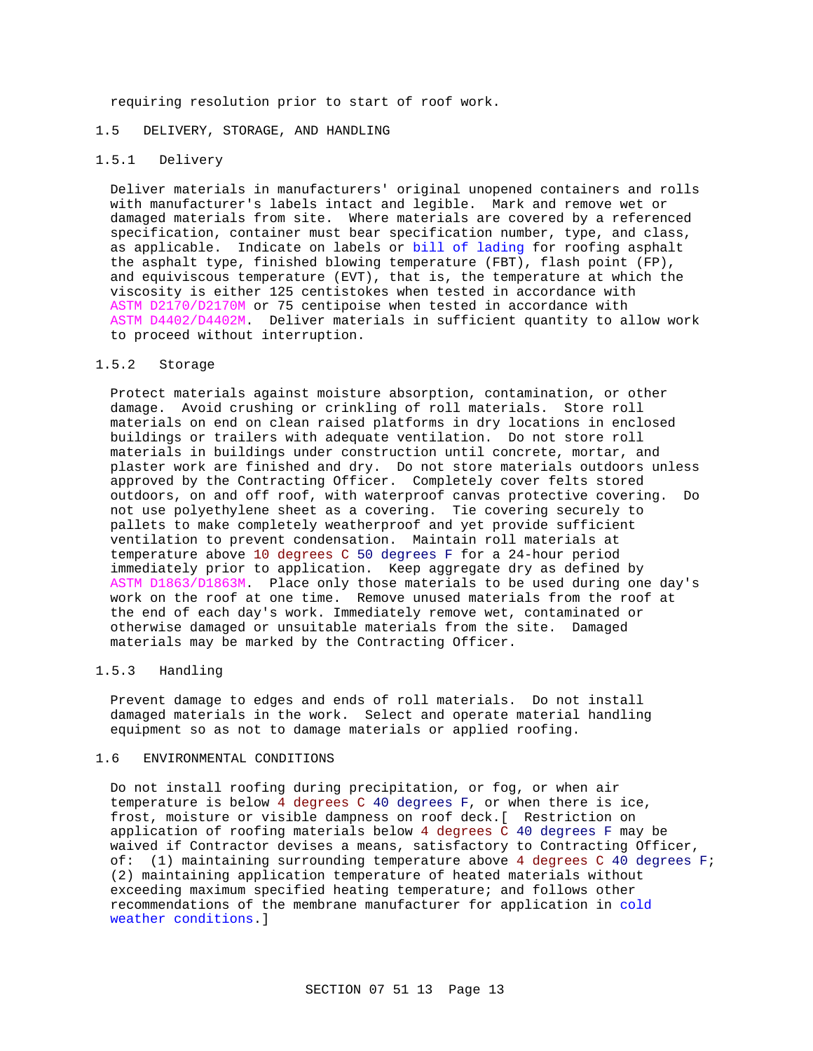requiring resolution prior to start of roof work.

## 1.5 DELIVERY, STORAGE, AND HANDLING

### 1.5.1 Delivery

Deliver materials in manufacturers' original unopened containers and rolls with manufacturer's labels intact and legible. Mark and remove wet or damaged materials from site. Where materials are covered by a referenced specification, container must bear specification number, type, and class, as applicable. Indicate on labels or bill of lading for roofing asphalt the asphalt type, finished blowing temperature (FBT), flash point (FP), and equiviscous temperature (EVT), that is, the temperature at which the viscosity is either 125 centistokes when tested in accordance with ASTM D2170/D2170M or 75 centipoise when tested in accordance with ASTM D4402/D4402M. Deliver materials in sufficient quantity to allow work to proceed without interruption.

### 1.5.2 Storage

Protect materials against moisture absorption, contamination, or other damage. Avoid crushing or crinkling of roll materials. Store roll materials on end on clean raised platforms in dry locations in enclosed buildings or trailers with adequate ventilation. Do not store roll materials in buildings under construction until concrete, mortar, and plaster work are finished and dry. Do not store materials outdoors unless approved by the Contracting Officer. Completely cover felts stored outdoors, on and off roof, with waterproof canvas protective covering. Do not use polyethylene sheet as a covering. Tie covering securely to pallets to make completely weatherproof and yet provide sufficient ventilation to prevent condensation. Maintain roll materials at temperature above 10 degrees C 50 degrees F for a 24-hour period immediately prior to application. Keep aggregate dry as defined by ASTM D1863/D1863M. Place only those materials to be used during one day's work on the roof at one time. Remove unused materials from the roof at the end of each day's work. Immediately remove wet, contaminated or otherwise damaged or unsuitable materials from the site. Damaged materials may be marked by the Contracting Officer.

### 1.5.3 Handling

Prevent damage to edges and ends of roll materials. Do not install damaged materials in the work. Select and operate material handling equipment so as not to damage materials or applied roofing.

## 1.6 ENVIRONMENTAL CONDITIONS

Do not install roofing during precipitation, or fog, or when air temperature is below 4 degrees C 40 degrees F, or when there is ice, frost, moisture or visible dampness on roof deck.[ Restriction on application of roofing materials below 4 degrees C 40 degrees F may be waived if Contractor devises a means, satisfactory to Contracting Officer, of: (1) maintaining surrounding temperature above 4 degrees C 40 degrees F; (2) maintaining application temperature of heated materials without exceeding maximum specified heating temperature; and follows other recommendations of the membrane manufacturer for application in cold weather conditions.]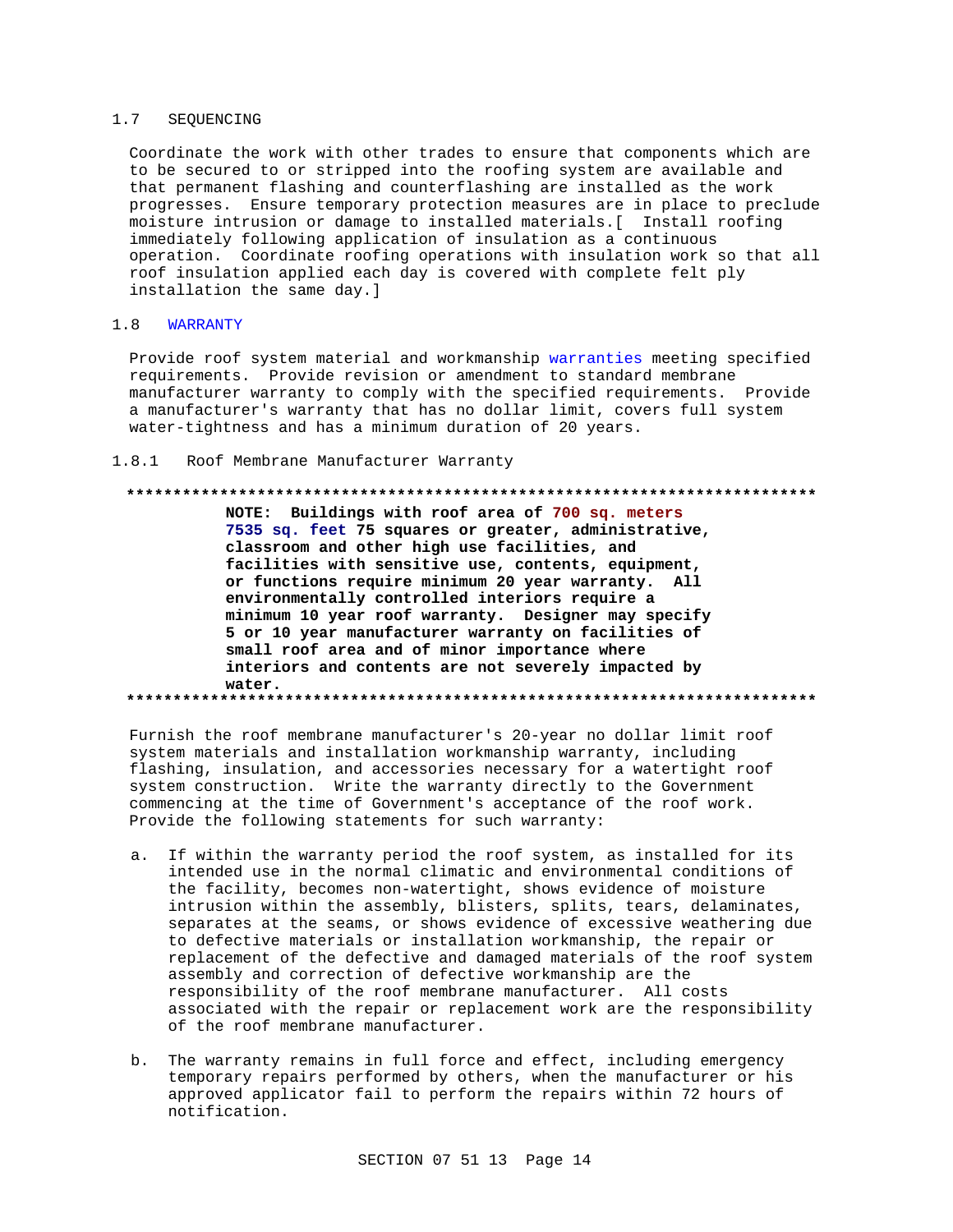## 1.7 SEQUENCING

Coordinate the work with other trades to ensure that components which are to be secured to or stripped into the roofing system are available and that permanent flashing and counterflashing are installed as the work progresses. Ensure temporary protection measures are in place to preclude moisture intrusion or damage to installed materials.[ Install roofing immediately following application of insulation as a continuous operation. Coordinate roofing operations with insulation work so that all roof insulation applied each day is covered with complete felt ply installation the same day.]

## 1.8 WARRANTY

Provide roof system material and workmanship warranties meeting specified requirements. Provide revision or amendment to standard membrane manufacturer warranty to comply with the specified requirements. Provide a manufacturer's warranty that has no dollar limit, covers full system water-tightness and has a minimum duration of 20 years.

### 1.8.1 Roof Membrane Manufacturer Warranty

**************************************************************************

**NOTE: Buildings with roof area of 700 sq. meters 7535 sq. feet 75 squares or greater, administrative, classroom and other high use facilities, and facilities with sensitive use, contents, equipment, or functions require minimum 20 year warranty. All environmentally controlled interiors require a minimum 10 year roof warranty. Designer may specify 5 or 10 year manufacturer warranty on facilities of small roof area and of minor importance where interiors and contents are not severely impacted by water.**

**************************************************************************

Furnish the roof membrane manufacturer's 20-year no dollar limit roof system materials and installation workmanship warranty, including flashing, insulation, and accessories necessary for a watertight roof system construction. Write the warranty directly to the Government commencing at the time of Government's acceptance of the roof work. Provide the following statements for such warranty:

a. If within the warranty period the roof system, as installed for its intended use in the normal climatic and environmental conditions of the facility, becomes non-watertight, shows evidence of moisture intrusion within the assembly, blisters, splits, tears, delaminates, separates at the seams, or shows evidence of excessive weathering due to defective materials or installation workmanship, the repair or replacement of the defective and damaged materials of the roof system assembly and correction of defective workmanship are the responsibility of the roof membrane manufacturer. All costs associated with the repair or replacement work are the responsibility of the roof membrane manufacturer.

b. The warranty remains in full force and effect, including emergency temporary repairs performed by others, when the manufacturer or his approved applicator fail to perform the repairs within 72 hours of notification.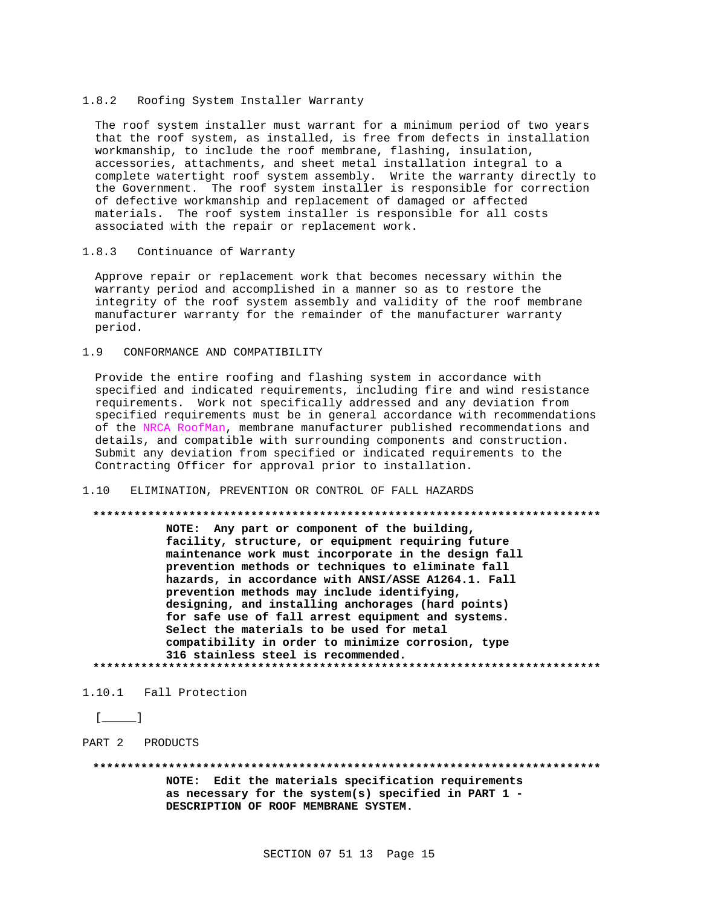### 1.8.2 Roofing System Installer Warranty

The roof system installer must warrant for a minimum period of two years that the roof system, as installed, is free from defects in installation workmanship, to include the roof membrane, flashing, insulation, accessories, attachments, and sheet metal installation integral to a complete watertight roof system assembly. Write the warranty directly to the Government. The roof system installer is responsible for correction of defective workmanship and replacement of damaged or affected materials. The roof system installer is responsible for all costs associated with the repair or replacement work.

### 1.8.3 Continuance of Warranty

Approve repair or replacement work that becomes necessary within the warranty period and accomplished in a manner so as to restore the integrity of the roof system assembly and validity of the roof membrane manufacturer warranty for the remainder of the manufacturer warranty period.

## 1.9 CONFORMANCE AND COMPATIBILITY

Provide the entire roofing and flashing system in accordance with specified and indicated requirements, including fire and wind resistance requirements. Work not specifically addressed and any deviation from specified requirements must be in general accordance with recommendations of the NRCA RoofMan, membrane manufacturer published recommendations and details, and compatible with surrounding components and construction. Submit any deviation from specified or indicated requirements to the Contracting Officer for approval prior to installation.

## 1.10 ELIMINATION, PREVENTION OR CONTROL OF FALL HAZARDS

**************************************************************************

**NOTE: Any part or component of the building, facility, structure, or equipment requiring future maintenance work must incorporate in the design fall prevention methods or techniques to eliminate fall hazards, in accordance with ANSI/ASSE A1264.1. Fall prevention methods may include identifying, designing, and installing anchorages (hard points) for safe use of fall arrest equipment and systems. Select the materials to be used for metal compatibility in order to minimize corrosion, type 316 stainless steel is recommended.**

**************************************************************************

### 1.10.1 Fall Protection

[_____]

# PART 2 PRODUCTS

**************************************************************************

**NOTE: Edit the materials specification requirements as necessary for the system(s) specified in PART 1 - DESCRIPTION OF ROOF MEMBRANE SYSTEM.**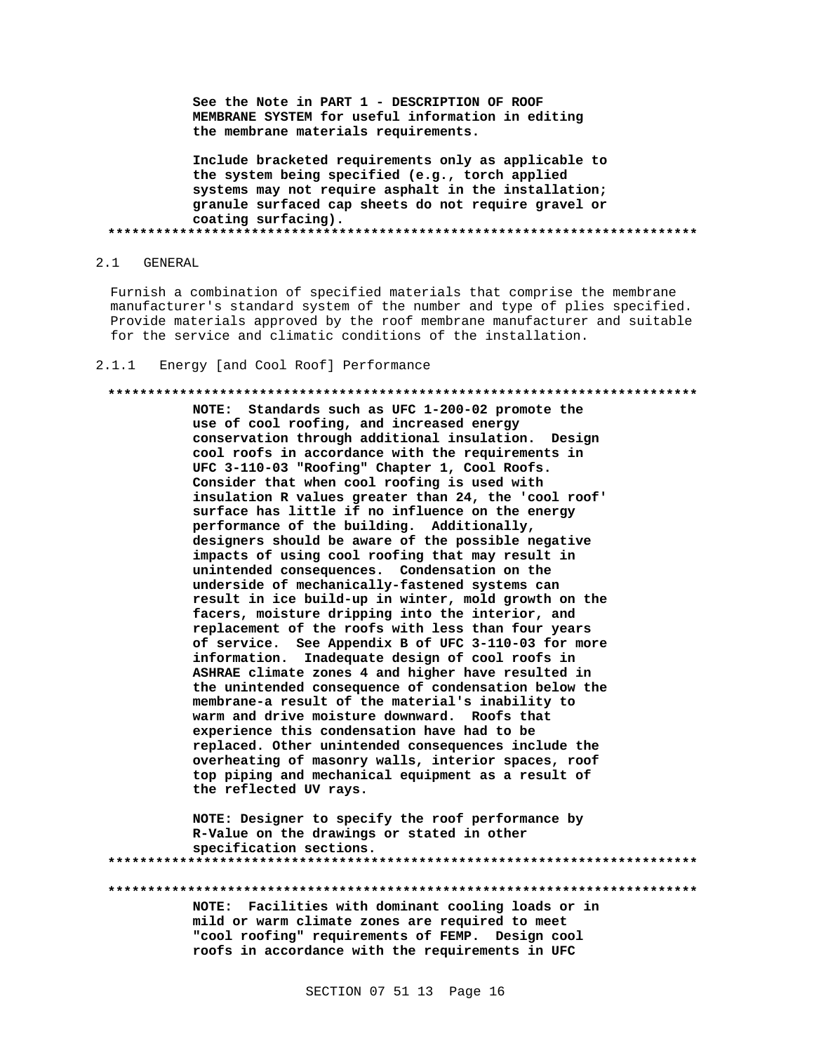**See the Note in PART 1 - DESCRIPTION OF ROOF MEMBRANE SYSTEM for useful information in editing the membrane materials requirements.**

**Include bracketed requirements only as applicable to the system being specified (e.g., torch applied systems may not require asphalt in the installation; granule surfaced cap sheets do not require gravel or coating surfacing).**

**************************************************************************

## 2.1 GENERAL

Furnish a combination of specified materials that comprise the membrane manufacturer's standard system of the number and type of plies specified. Provide materials approved by the roof membrane manufacturer and suitable for the service and climatic conditions of the installation.

### 2.1.1 Energy [and Cool Roof] Performance

**************************************************************************

**NOTE: Standards such as UFC 1-200-02 promote the use of cool roofing, and increased energy conservation through additional insulation. Design cool roofs in accordance with the requirements in UFC 3-110-03 "Roofing" Chapter 1, Cool Roofs. Consider that when cool roofing is used with insulation R values greater than 24, the 'cool roof' surface has little if no influence on the energy performance of the building. Additionally, designers should be aware of the possible negative impacts of using cool roofing that may result in unintended consequences. Condensation on the underside of mechanically-fastened systems can result in ice build-up in winter, mold growth on the facers, moisture dripping into the interior, and replacement of the roofs with less than four years of service. See Appendix B of UFC 3-110-03 for more information. Inadequate design of cool roofs in ASHRAE climate zones 4 and higher have resulted in the unintended consequence of condensation below the membrane-a result of the material's inability to warm and drive moisture downward. Roofs that experience this condensation have had to be replaced. Other unintended consequences include the overheating of masonry walls, interior spaces, roof top piping and mechanical equipment as a result of the reflected UV rays.**

**NOTE: Designer to specify the roof performance by R-Value on the drawings or stated in other specification sections.**

**************************************************************************

**************************************************************************

**NOTE: Facilities with dominant cooling loads or in mild or warm climate zones are required to meet "cool roofing" requirements of FEMP. Design cool roofs in accordance with the requirements in UFC**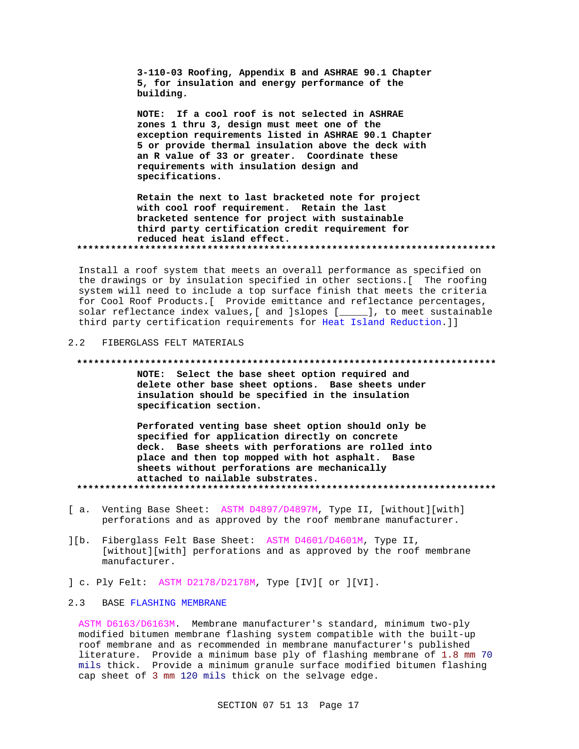**3-110-03 Roofing, Appendix B and ASHRAE 90.1 Chapter 5, for insulation and energy performance of the building.**

**NOTE: If a cool roof is not selected in ASHRAE zones 1 thru 3, design must meet one of the exception requirements listed in ASHRAE 90.1 Chapter 5 or provide thermal insulation above the deck with an R value of 33 or greater. Coordinate these requirements with insulation design and specifications.**

**Retain the next to last bracketed note for project with cool roof requirement. Retain the last bracketed sentence for project with sustainable third party certification credit requirement for reduced heat island effect.**

**************************************************************************

Install a roof system that meets an overall performance as specified on the drawings or by insulation specified in other sections.[ The roofing system will need to include a top surface finish that meets the criteria for Cool Roof Products.[ Provide emittance and reflectance percentages, solar reflectance index values,[ and ]slopes [_____], to meet sustainable third party certification requirements for Heat Island Reduction.]]

## 2.2 FIBERGLASS FELT MATERIALS

**************************************************************************

**NOTE: Select the base sheet option required and delete other base sheet options. Base sheets under insulation should be specified in the insulation specification section.**

**Perforated venting base sheet option should only be specified for application directly on concrete deck. Base sheets with perforations are rolled into place and then top mopped with hot asphalt. Base sheets without perforations are mechanically attached to nailable substrates.**

**************************************************************************

[ a. Venting Base Sheet: ASTM D4897/D4897M, Type II, [without][with] perforations and as approved by the roof membrane manufacturer.

][b. Fiberglass Felt Base Sheet: ASTM D4601/D4601M, Type II, [without][with] perforations and as approved by the roof membrane manufacturer.

] c. Ply Felt: ASTM D2178/D2178M, Type [IV][ or ][VI].

## 2.3 BASE FLASHING MEMBRANE

ASTM D6163/D6163M. Membrane manufacturer's standard, minimum two-ply modified bitumen membrane flashing system compatible with the built-up roof membrane and as recommended in membrane manufacturer's published literature. Provide a minimum base ply of flashing membrane of 1.8 mm 70 mils thick. Provide a minimum granule surface modified bitumen flashing cap sheet of 3 mm 120 mils thick on the selvage edge.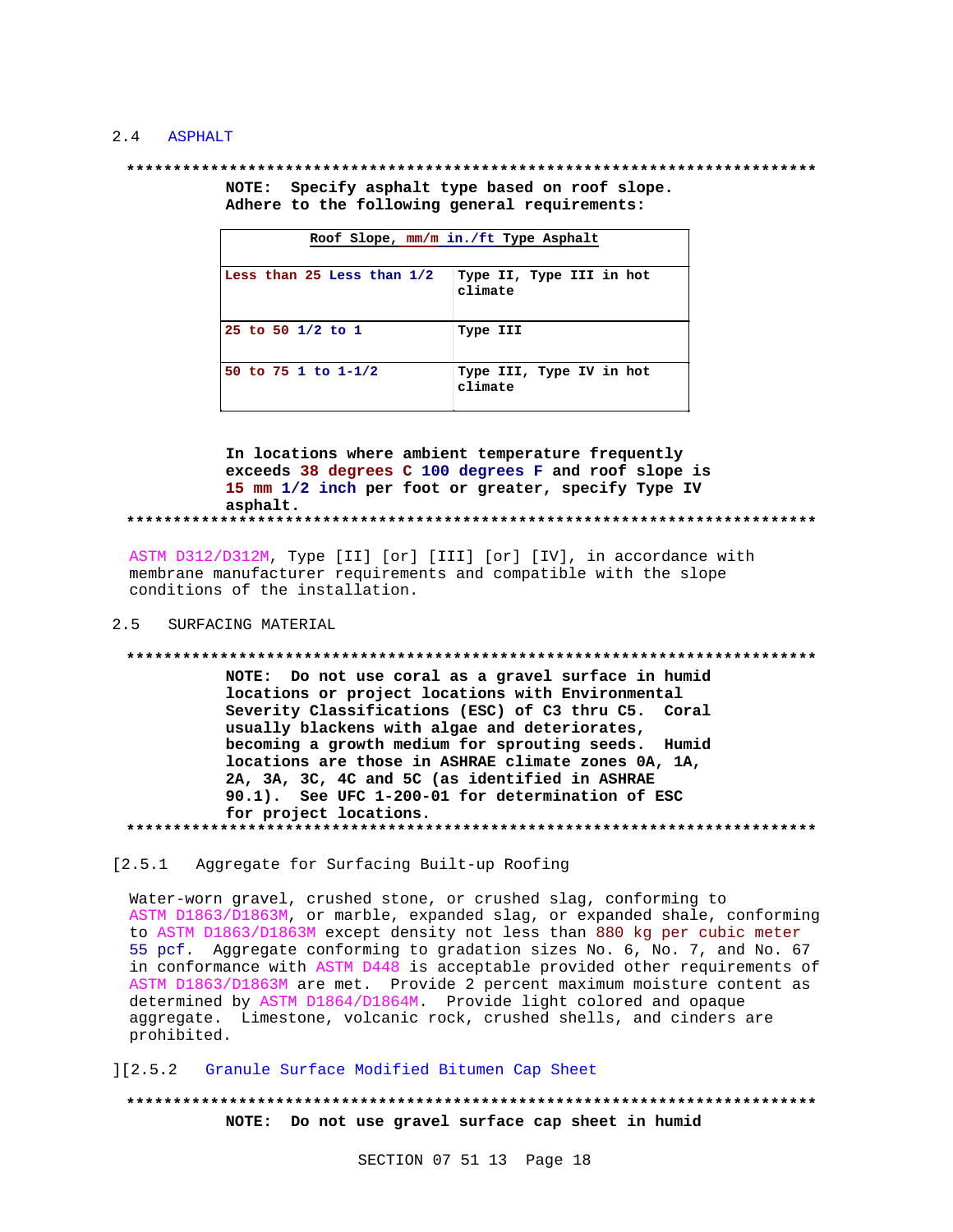## 2.4 ASPHALT

**************************************************************************

**NOTE: Specify asphalt type based on roof slope. Adhere to the following general requirements:**

| Roof Slope, mm/m in./ft | Type Asphalt |
|---|---|
| Less than 25 Less than 1/2 | Type II, Type III in hot climate |
| 25 to 50 1/2 to 1 | Type III |
| 50 to 75 1 to 1-1/2 | Type III, Type IV in hot climate |

**In locations where ambient temperature frequently exceeds 38 degrees C 100 degrees F and roof slope is 15 mm 1/2 inch per foot or greater, specify Type IV asphalt.**

**************************************************************************

ASTM D312/D312M, Type [II] [or] [III] [or] [IV], in accordance with membrane manufacturer requirements and compatible with the slope conditions of the installation.

## 2.5 SURFACING MATERIAL

**************************************************************************

**NOTE: Do not use coral as a gravel surface in humid locations or project locations with Environmental Severity Classifications (ESC) of C3 thru C5. Coral usually blackens with algae and deteriorates, becoming a growth medium for sprouting seeds. Humid locations are those in ASHRAE climate zones 0A, 1A, 2A, 3A, 3C, 4C and 5C (as identified in ASHRAE 90.1). See UFC 1-200-01 for determination of ESC for project locations.**

**************************************************************************

### [2.5.1 Aggregate for Surfacing Built-up Roofing

Water-worn gravel, crushed stone, or crushed slag, conforming to ASTM D1863/D1863M, or marble, expanded slag, or expanded shale, conforming to ASTM D1863/D1863M except density not less than 880 kg per cubic meter 55 pcf. Aggregate conforming to gradation sizes No. 6, No. 7, and No. 67 in conformance with ASTM D448 is acceptable provided other requirements of ASTM D1863/D1863M are met. Provide 2 percent maximum moisture content as determined by ASTM D1864/D1864M. Provide light colored and opaque aggregate. Limestone, volcanic rock, crushed shells, and cinders are prohibited.

### ][2.5.2 Granule Surface Modified Bitumen Cap Sheet

**************************************************************************

**NOTE: Do not use gravel surface cap sheet in humid**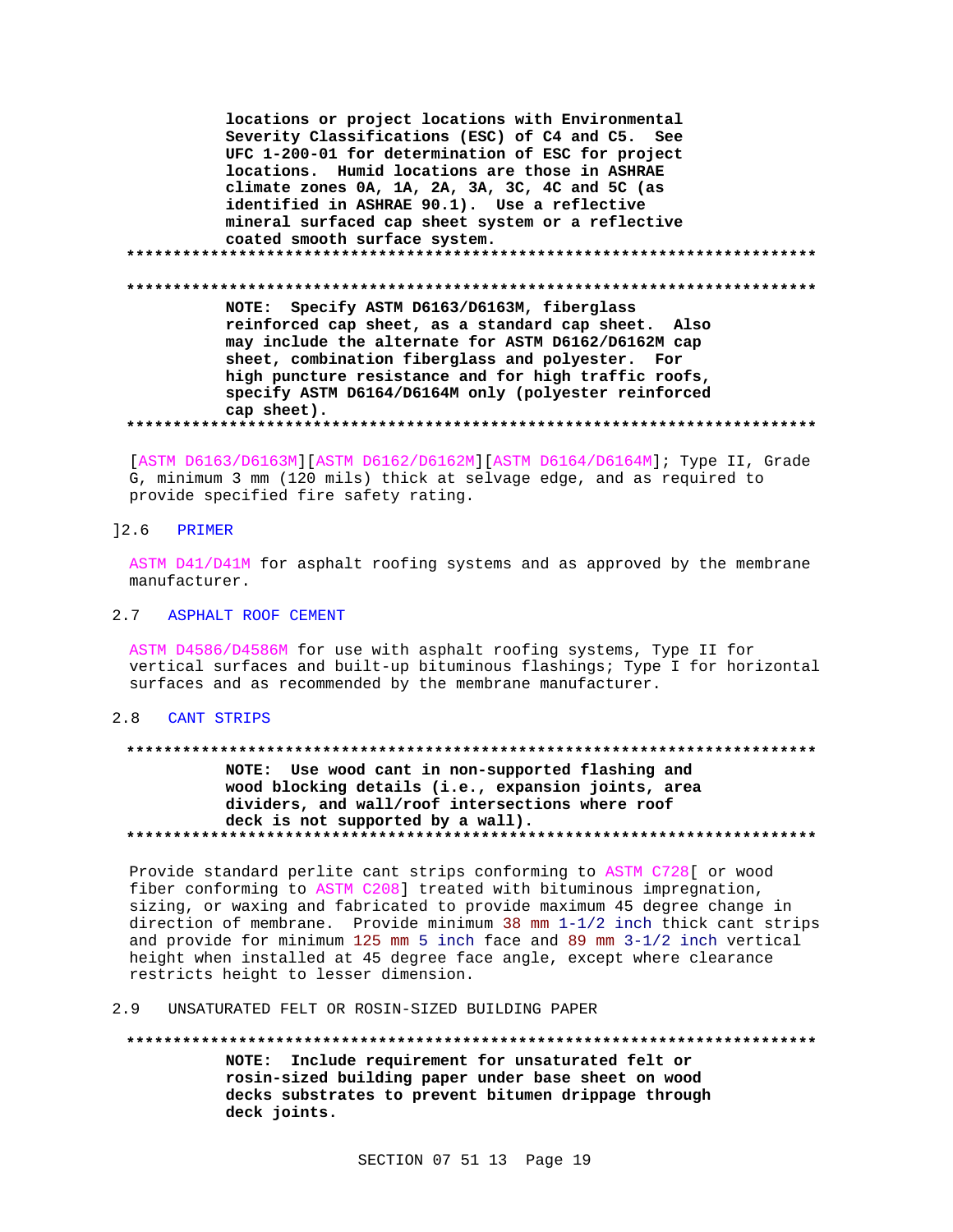locations or project locations with Environmental Severity Classifications (ESC) of C4 and C5. See UFC 1-200-01 for determination of ESC for project locations. Humid locations are those in ASHRAE climate zones 0A, 1A, 2A, 3A, 3C, 4C and 5C (as identified in ASHRAE 90.1). Use a reflective mineral surfaced cap sheet system or a reflective coated smooth surface system.

**************************************************************************

**************************************************************************

**NOTE: Specify ASTM D6163/D6163M, fiberglass reinforced cap sheet, as a standard cap sheet. Also may include the alternate for ASTM D6162/D6162M cap sheet, combination fiberglass and polyester. For high puncture resistance and for high traffic roofs, specify ASTM D6164/D6164M only (polyester reinforced cap sheet).**

**************************************************************************

[ASTM D6163/D6163M][ASTM D6162/D6162M][ASTM D6164/D6164M]; Type II, Grade G, minimum 3 mm (120 mils) thick at selvage edge, and as required to provide specified fire safety rating.

]2.6 PRIMER

ASTM D41/D41M for asphalt roofing systems and as approved by the membrane manufacturer.

## 2.7 ASPHALT ROOF CEMENT

ASTM D4586/D4586M for use with asphalt roofing systems, Type II for vertical surfaces and built-up bituminous flashings; Type I for horizontal surfaces and as recommended by the membrane manufacturer.

## 2.8 CANT STRIPS

**************************************************************************

**NOTE: Use wood cant in non-supported flashing and wood blocking details (i.e., expansion joints, area dividers, and wall/roof intersections where roof deck is not supported by a wall).**

**************************************************************************

Provide standard perlite cant strips conforming to ASTM C728[ or wood fiber conforming to ASTM C208] treated with bituminous impregnation, sizing, or waxing and fabricated to provide maximum 45 degree change in direction of membrane. Provide minimum 38 mm 1-1/2 inch thick cant strips and provide for minimum 125 mm 5 inch face and 89 mm 3-1/2 inch vertical height when installed at 45 degree face angle, except where clearance restricts height to lesser dimension.

## 2.9 UNSATURATED FELT OR ROSIN-SIZED BUILDING PAPER

**************************************************************************

**NOTE: Include requirement for unsaturated felt or rosin-sized building paper under base sheet on wood decks substrates to prevent bitumen drippage through deck joints.**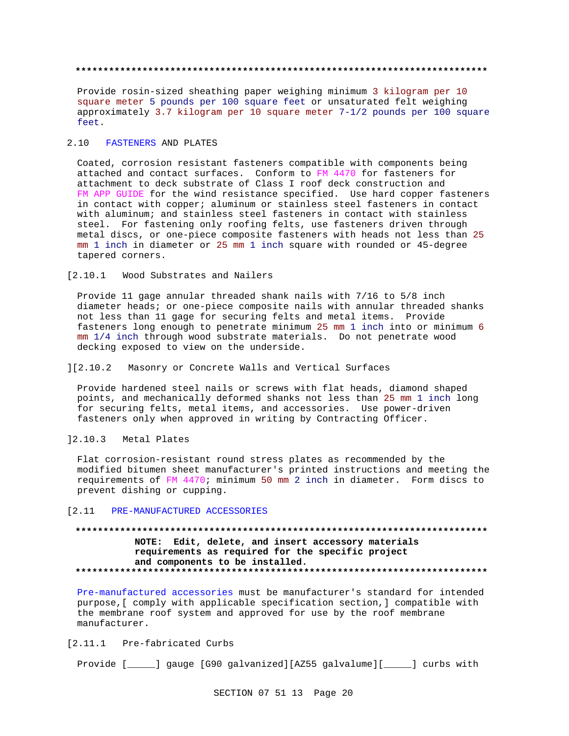**************************************************************************

Provide rosin-sized sheathing paper weighing minimum 3 kilogram per 10 square meter 5 pounds per 100 square feet or unsaturated felt weighing approximately 3.7 kilogram per 10 square meter 7-1/2 pounds per 100 square feet.

## 2.10 FASTENERS AND PLATES

Coated, corrosion resistant fasteners compatible with components being attached and contact surfaces. Conform to FM 4470 for fasteners for attachment to deck substrate of Class I roof deck construction and FM APP GUIDE for the wind resistance specified. Use hard copper fasteners in contact with copper; aluminum or stainless steel fasteners in contact with aluminum; and stainless steel fasteners in contact with stainless steel. For fastening only roofing felts, use fasteners driven through metal discs, or one-piece composite fasteners with heads not less than 25 mm 1 inch in diameter or 25 mm 1 inch square with rounded or 45-degree tapered corners.

### [2.10.1 Wood Substrates and Nailers

Provide 11 gage annular threaded shank nails with 7/16 to 5/8 inch diameter heads; or one-piece composite nails with annular threaded shanks not less than 11 gage for securing felts and metal items. Provide fasteners long enough to penetrate minimum 25 mm 1 inch into or minimum 6 mm 1/4 inch through wood substrate materials. Do not penetrate wood decking exposed to view on the underside.

### ][2.10.2 Masonry or Concrete Walls and Vertical Surfaces

Provide hardened steel nails or screws with flat heads, diamond shaped points, and mechanically deformed shanks not less than 25 mm 1 inch long for securing felts, metal items, and accessories. Use power-driven fasteners only when approved in writing by Contracting Officer.

### ]2.10.3 Metal Plates

Flat corrosion-resistant round stress plates as recommended by the modified bitumen sheet manufacturer's printed instructions and meeting the requirements of FM 4470; minimum 50 mm 2 inch in diameter. Form discs to prevent dishing or cupping.

## [2.11 PRE-MANUFACTURED ACCESSORIES

**************************************************************************

**NOTE: Edit, delete, and insert accessory materials requirements as required for the specific project and components to be installed.**

**************************************************************************

Pre-manufactured accessories must be manufacturer's standard for intended purpose,[ comply with applicable specification section,] compatible with the membrane roof system and approved for use by the roof membrane manufacturer.

### [2.11.1 Pre-fabricated Curbs

Provide [_____] gauge [G90 galvanized][AZ55 galvalume][_____] curbs with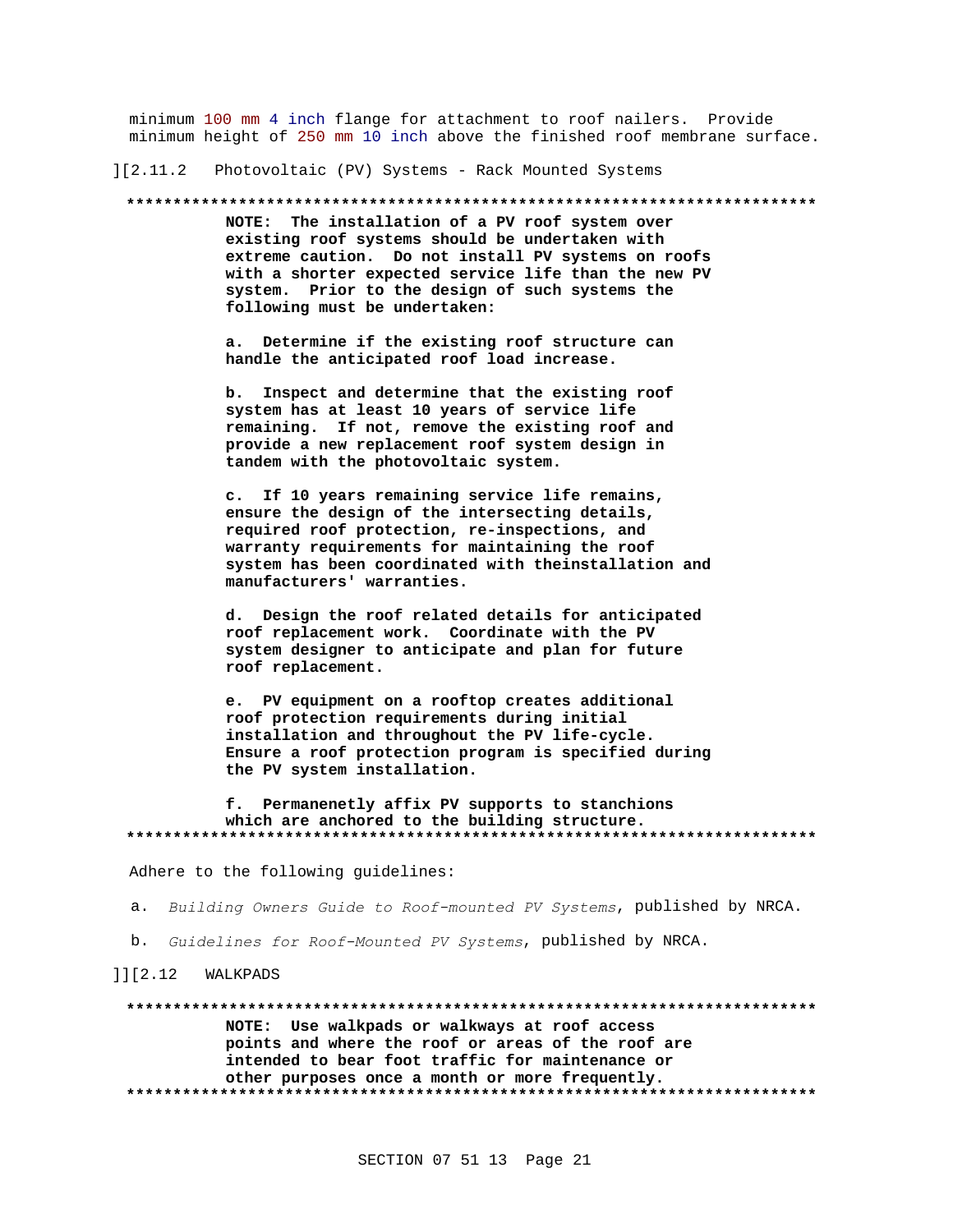minimum 100 mm 4 inch flange for attachment to roof nailers. Provide minimum height of 250 mm 10 inch above the finished roof membrane surface.

][2.11.2 Photovoltaic (PV) Systems - Rack Mounted Systems

**************************************************************************

**NOTE: The installation of a PV roof system over existing roof systems should be undertaken with extreme caution. Do not install PV systems on roofs with a shorter expected service life than the new PV system. Prior to the design of such systems the following must be undertaken:**

**a. Determine if the existing roof structure can handle the anticipated roof load increase.**

**b. Inspect and determine that the existing roof system has at least 10 years of service life remaining. If not, remove the existing roof and provide a new replacement roof system design in tandem with the photovoltaic system.**

**c. If 10 years remaining service life remains, ensure the design of the intersecting details, required roof protection, re-inspections, and warranty requirements for maintaining the roof system has been coordinated with theinstallation and manufacturers' warranties.**

**d. Design the roof related details for anticipated roof replacement work. Coordinate with the PV system designer to anticipate and plan for future roof replacement.**

**e. PV equipment on a rooftop creates additional roof protection requirements during initial installation and throughout the PV life-cycle. Ensure a roof protection program is specified during the PV system installation.**

**f. Permanenetly affix PV supports to stanchions which are anchored to the building structure.**

**************************************************************************

Adhere to the following guidelines:

a. *Building Owners Guide to Roof-mounted PV Systems*, published by NRCA.

b. *Guidelines for Roof-Mounted PV Systems*, published by NRCA.

]][2.12 WALKPADS

**************************************************************************

**NOTE: Use walkpads or walkways at roof access points and where the roof or areas of the roof are intended to bear foot traffic for maintenance or other purposes once a month or more frequently.**

**************************************************************************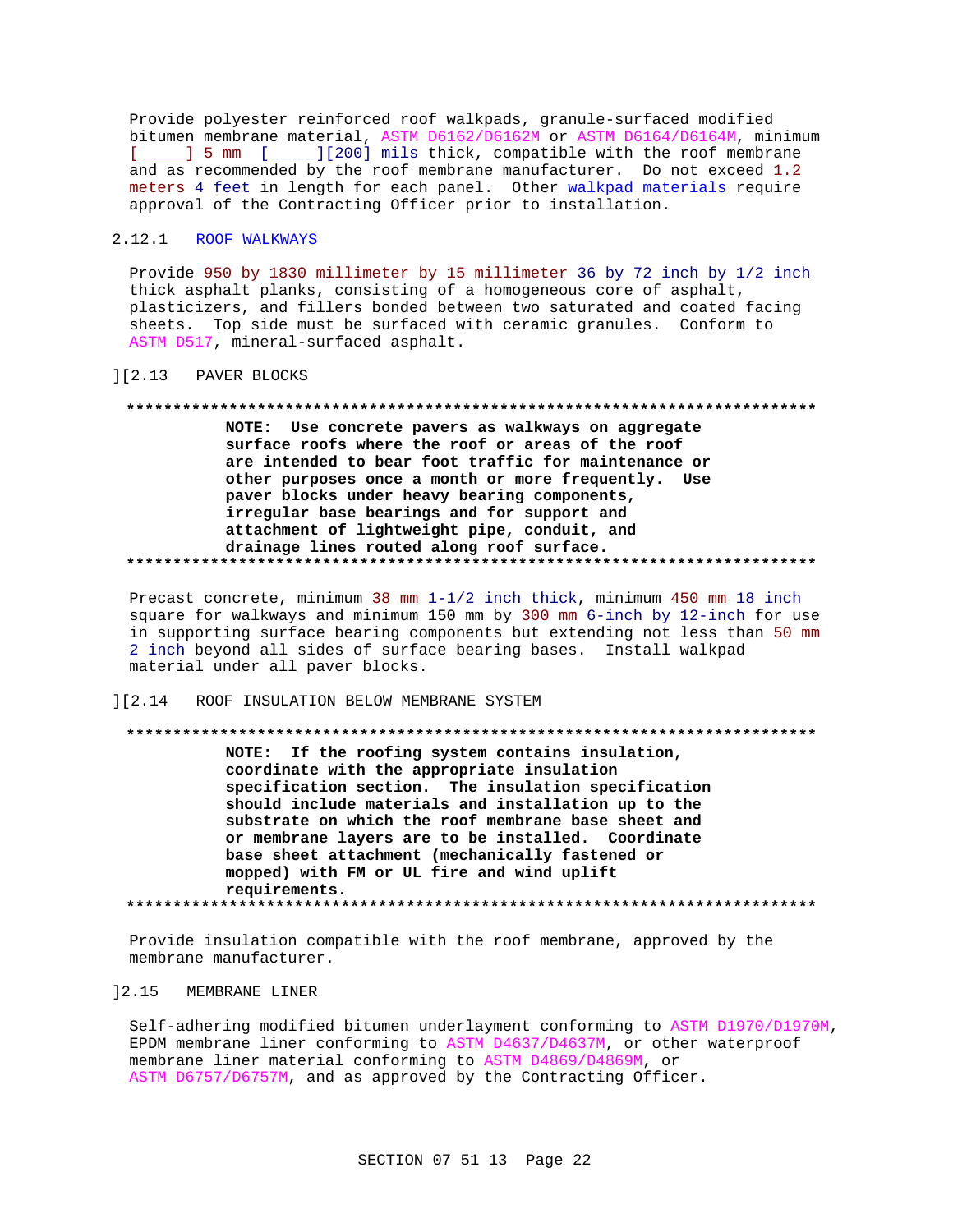Provide polyester reinforced roof walkpads, granule-surfaced modified bitumen membrane material, ASTM D6162/D6162M or ASTM D6164/D6164M, minimum [_____] 5 mm [_____][200] mils thick, compatible with the roof membrane and as recommended by the roof membrane manufacturer. Do not exceed 1.2 meters 4 feet in length for each panel. Other walkpad materials require approval of the Contracting Officer prior to installation.

### 2.12.1 ROOF WALKWAYS

Provide 950 by 1830 millimeter by 15 millimeter 36 by 72 inch by 1/2 inch thick asphalt planks, consisting of a homogeneous core of asphalt, plasticizers, and fillers bonded between two saturated and coated facing sheets. Top side must be surfaced with ceramic granules. Conform to ASTM D517, mineral-surfaced asphalt.

## ][2.13 PAVER BLOCKS

**************************************************************************

**NOTE: Use concrete pavers as walkways on aggregate surface roofs where the roof or areas of the roof are intended to bear foot traffic for maintenance or other purposes once a month or more frequently. Use paver blocks under heavy bearing components, irregular base bearings and for support and attachment of lightweight pipe, conduit, and drainage lines routed along roof surface.**

**************************************************************************

Precast concrete, minimum 38 mm 1-1/2 inch thick, minimum 450 mm 18 inch square for walkways and minimum 150 mm by 300 mm 6-inch by 12-inch for use in supporting surface bearing components but extending not less than 50 mm 2 inch beyond all sides of surface bearing bases. Install walkpad material under all paver blocks.

## ][2.14 ROOF INSULATION BELOW MEMBRANE SYSTEM

**************************************************************************

**NOTE: If the roofing system contains insulation, coordinate with the appropriate insulation specification section. The insulation specification should include materials and installation up to the substrate on which the roof membrane base sheet and or membrane layers are to be installed. Coordinate base sheet attachment (mechanically fastened or mopped) with FM or UL fire and wind uplift requirements.**

**************************************************************************

Provide insulation compatible with the roof membrane, approved by the membrane manufacturer.

## ]2.15 MEMBRANE LINER

Self-adhering modified bitumen underlayment conforming to ASTM D1970/D1970M, EPDM membrane liner conforming to ASTM D4637/D4637M, or other waterproof membrane liner material conforming to ASTM D4869/D4869M, or ASTM D6757/D6757M, and as approved by the Contracting Officer.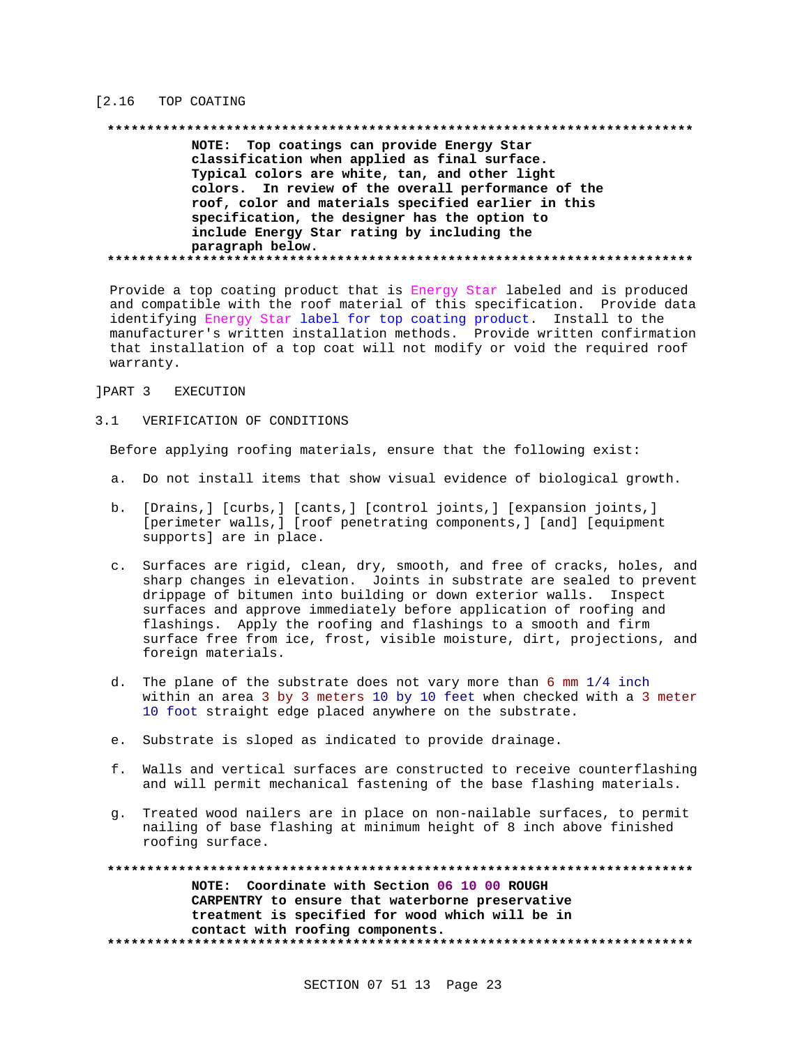[2.16 TOP COATING

**************************************************************************

**NOTE: Top coatings can provide Energy Star classification when applied as final surface. Typical colors are white, tan, and other light colors. In review of the overall performance of the roof, color and materials specified earlier in this specification, the designer has the option to include Energy Star rating by including the paragraph below.**

**************************************************************************

Provide a top coating product that is Energy Star labeled and is produced and compatible with the roof material of this specification. Provide data identifying Energy Star label for top coating product. Install to the manufacturer's written installation methods. Provide written confirmation that installation of a top coat will not modify or void the required roof warranty.

]PART 3 EXECUTION

3.1 VERIFICATION OF CONDITIONS

Before applying roofing materials, ensure that the following exist:

a. Do not install items that show visual evidence of biological growth.

b. [Drains,] [curbs,] [cants,] [control joints,] [expansion joints,] [perimeter walls,] [roof penetrating components,] [and] [equipment supports] are in place.

c. Surfaces are rigid, clean, dry, smooth, and free of cracks, holes, and sharp changes in elevation. Joints in substrate are sealed to prevent drippage of bitumen into building or down exterior walls. Inspect surfaces and approve immediately before application of roofing and flashings. Apply the roofing and flashings to a smooth and firm surface free from ice, frost, visible moisture, dirt, projections, and foreign materials.

d. The plane of the substrate does not vary more than 6 mm 1/4 inch within an area 3 by 3 meters 10 by 10 feet when checked with a 3 meter 10 foot straight edge placed anywhere on the substrate.

e. Substrate is sloped as indicated to provide drainage.

f. Walls and vertical surfaces are constructed to receive counterflashing and will permit mechanical fastening of the base flashing materials.

g. Treated wood nailers are in place on non-nailable surfaces, to permit nailing of base flashing at minimum height of 8 inch above finished roofing surface.

**************************************************************************

**NOTE: Coordinate with Section 06 10 00 ROUGH CARPENTRY to ensure that waterborne preservative treatment is specified for wood which will be in contact with roofing components.**

**************************************************************************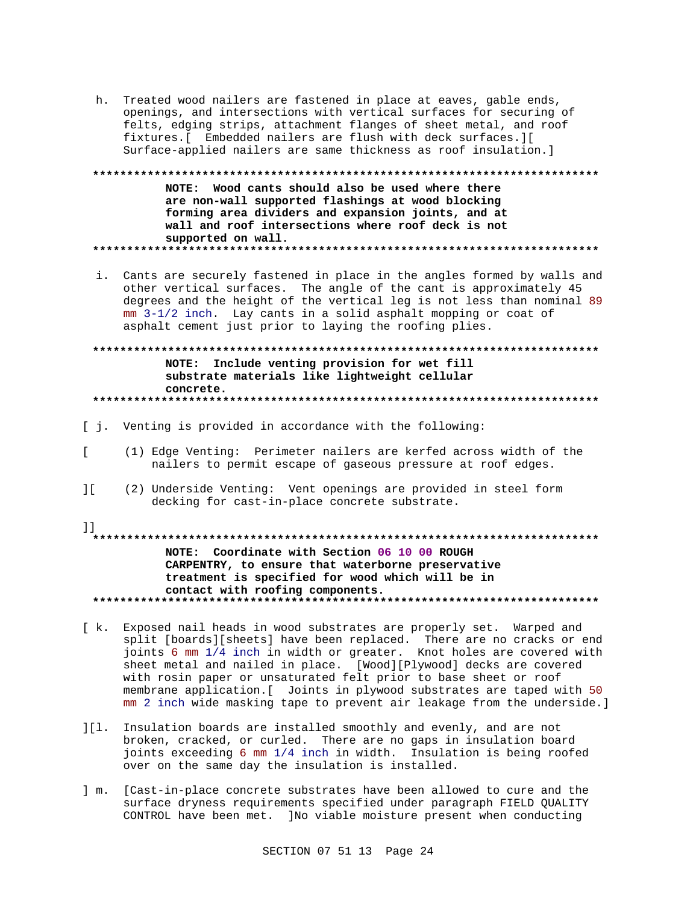h. Treated wood nailers are fastened in place at eaves, gable ends, openings, and intersections with vertical surfaces for securing of felts, edging strips, attachment flanges of sheet metal, and roof fixtures.[ Embedded nailers are flush with deck surfaces.][ Surface-applied nailers are same thickness as roof insulation.]

**************************************************************************

**NOTE: Wood cants should also be used where there are non-wall supported flashings at wood blocking forming area dividers and expansion joints, and at wall and roof intersections where roof deck is not supported on wall.**

**************************************************************************

i. Cants are securely fastened in place in the angles formed by walls and other vertical surfaces. The angle of the cant is approximately 45 degrees and the height of the vertical leg is not less than nominal 89 mm 3-1/2 inch. Lay cants in a solid asphalt mopping or coat of asphalt cement just prior to laying the roofing plies.

**************************************************************************

**NOTE: Include venting provision for wet fill substrate materials like lightweight cellular concrete.**

**************************************************************************

[ j. Venting is provided in accordance with the following:

[ (1) Edge Venting: Perimeter nailers are kerfed across width of the nailers to permit escape of gaseous pressure at roof edges.

][ (2) Underside Venting: Vent openings are provided in steel form decking for cast-in-place concrete substrate.

]]

**************************************************************************

**NOTE: Coordinate with Section 06 10 00 ROUGH CARPENTRY, to ensure that waterborne preservative treatment is specified for wood which will be in contact with roofing components.**

**************************************************************************

[ k. Exposed nail heads in wood substrates are properly set. Warped and split [boards][sheets] have been replaced. There are no cracks or end joints 6 mm 1/4 inch in width or greater. Knot holes are covered with sheet metal and nailed in place. [Wood][Plywood] decks are covered with rosin paper or unsaturated felt prior to base sheet or roof membrane application.[ Joints in plywood substrates are taped with 50 mm 2 inch wide masking tape to prevent air leakage from the underside.]

][l. Insulation boards are installed smoothly and evenly, and are not broken, cracked, or curled. There are no gaps in insulation board joints exceeding 6 mm 1/4 inch in width. Insulation is being roofed over on the same day the insulation is installed.

] m. [Cast-in-place concrete substrates have been allowed to cure and the surface dryness requirements specified under paragraph FIELD QUALITY CONTROL have been met. ]No viable moisture present when conducting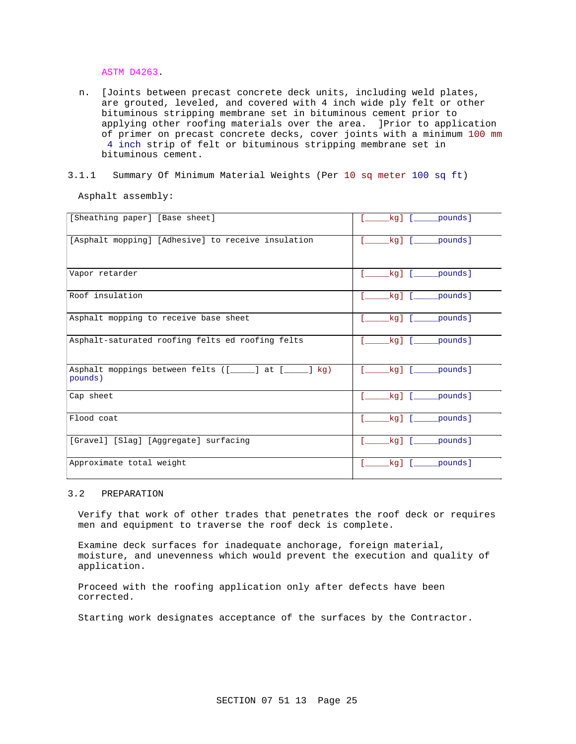ASTM D4263.

n. [Joints between precast concrete deck units, including weld plates, are grouted, leveled, and covered with 4 inch wide ply felt or other bituminous stripping membrane set in bituminous cement prior to applying other roofing materials over the area. ]Prior to application of primer on precast concrete decks, cover joints with a minimum 100 mm 4 inch strip of felt or bituminous stripping membrane set in bituminous cement.

### 3.1.1 Summary Of Minimum Material Weights (Per 10 sq meter 100 sq ft)

Asphalt assembly:

| | |
|---|---|
| [Sheathing paper] [Base sheet] | [_____kg] [_____pounds] |
| [Asphalt mopping] [Adhesive] to receive insulation | [_____kg] [_____pounds] |
| Vapor retarder | [_____kg] [_____pounds] |
| Roof insulation | [_____kg] [_____pounds] |
| Asphalt mopping to receive base sheet | [_____kg] [_____pounds] |
| Asphalt-saturated roofing felts ed roofing felts | [_____kg] [_____pounds] |
| Asphalt moppings between felts ([_____] at [_____] kg) pounds) | [_____kg] [_____pounds] |
| Cap sheet | [_____kg] [_____pounds] |
| Flood coat | [_____kg] [_____pounds] |
| [Gravel] [Slag] [Aggregate] surfacing | [_____kg] [_____pounds] |
| Approximate total weight | [_____kg] [_____pounds] |

## 3.2 PREPARATION

Verify that work of other trades that penetrates the roof deck or requires men and equipment to traverse the roof deck is complete.

Examine deck surfaces for inadequate anchorage, foreign material, moisture, and unevenness which would prevent the execution and quality of application.

Proceed with the roofing application only after defects have been corrected.

Starting work designates acceptance of the surfaces by the Contractor.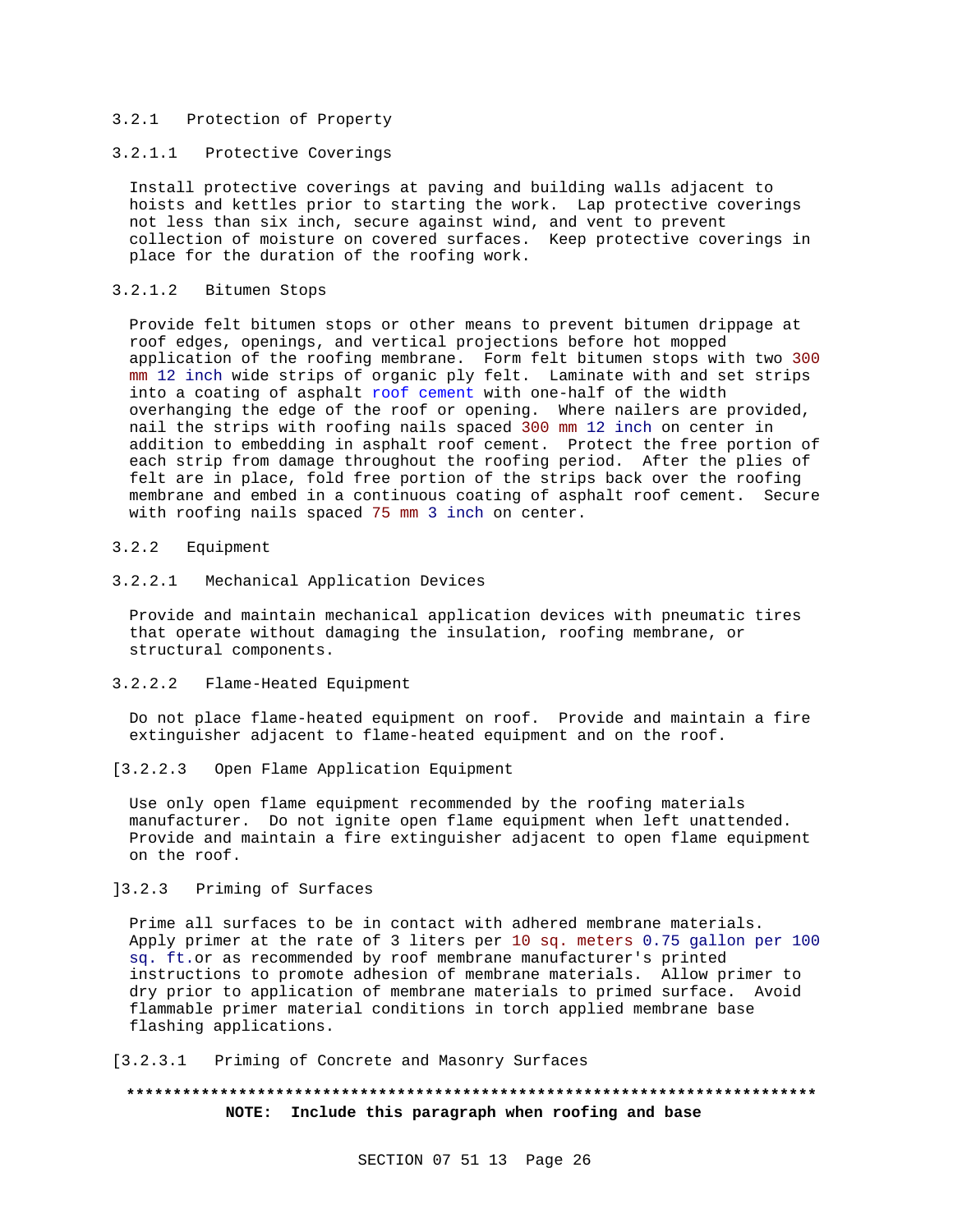### 3.2.1 Protection of Property

#### 3.2.1.1 Protective Coverings

Install protective coverings at paving and building walls adjacent to hoists and kettles prior to starting the work. Lap protective coverings not less than six inch, secure against wind, and vent to prevent collection of moisture on covered surfaces. Keep protective coverings in place for the duration of the roofing work.

#### 3.2.1.2 Bitumen Stops

Provide felt bitumen stops or other means to prevent bitumen drippage at roof edges, openings, and vertical projections before hot mopped application of the roofing membrane. Form felt bitumen stops with two 300 mm 12 inch wide strips of organic ply felt. Laminate with and set strips into a coating of asphalt roof cement with one-half of the width overhanging the edge of the roof or opening. Where nailers are provided, nail the strips with roofing nails spaced 300 mm 12 inch on center in addition to embedding in asphalt roof cement. Protect the free portion of each strip from damage throughout the roofing period. After the plies of felt are in place, fold free portion of the strips back over the roofing membrane and embed in a continuous coating of asphalt roof cement. Secure with roofing nails spaced 75 mm 3 inch on center.

### 3.2.2 Equipment

#### 3.2.2.1 Mechanical Application Devices

Provide and maintain mechanical application devices with pneumatic tires that operate without damaging the insulation, roofing membrane, or structural components.

#### 3.2.2.2 Flame-Heated Equipment

Do not place flame-heated equipment on roof. Provide and maintain a fire extinguisher adjacent to flame-heated equipment and on the roof.

#### [3.2.2.3 Open Flame Application Equipment

Use only open flame equipment recommended by the roofing materials manufacturer. Do not ignite open flame equipment when left unattended. Provide and maintain a fire extinguisher adjacent to open flame equipment on the roof.

### ]3.2.3 Priming of Surfaces

Prime all surfaces to be in contact with adhered membrane materials. Apply primer at the rate of 3 liters per 10 sq. meters 0.75 gallon per 100 sq. ft.or as recommended by roof membrane manufacturer's printed instructions to promote adhesion of membrane materials. Allow primer to dry prior to application of membrane materials to primed surface. Avoid flammable primer material conditions in torch applied membrane base flashing applications.

#### [3.2.3.1 Priming of Concrete and Masonry Surfaces

**************************************************************************

**NOTE: Include this paragraph when roofing and base**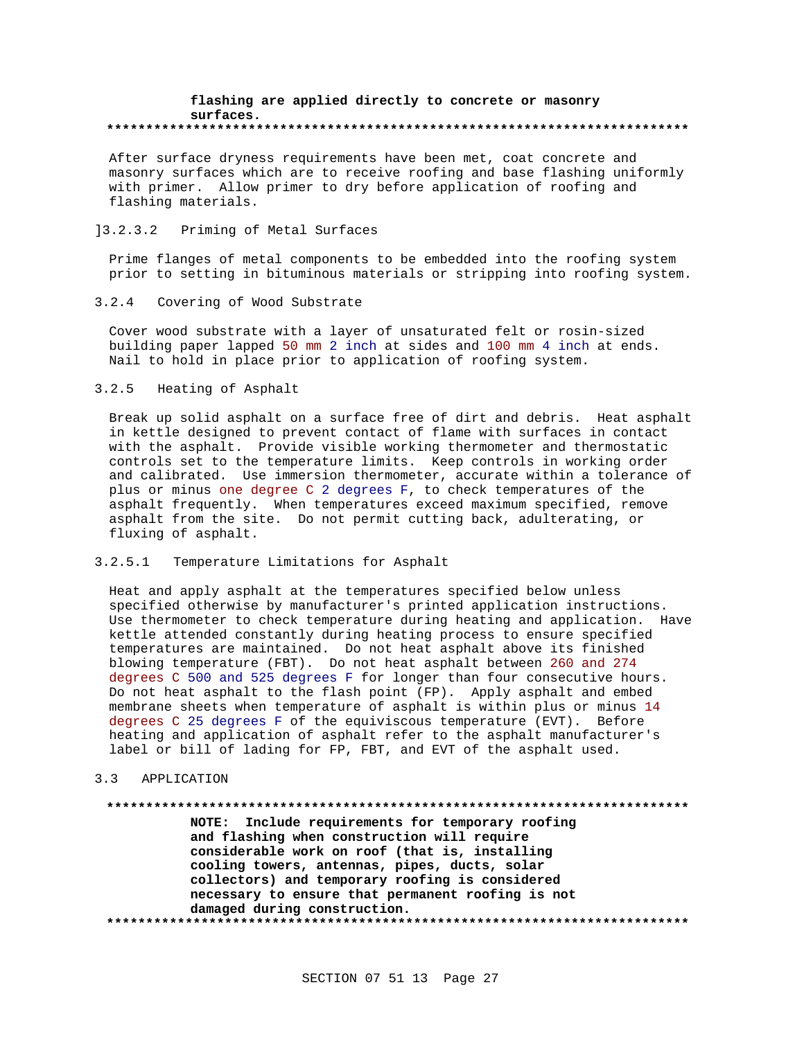**flashing are applied directly to concrete or masonry surfaces.**

**************************************************************************

After surface dryness requirements have been met, coat concrete and masonry surfaces which are to receive roofing and base flashing uniformly with primer. Allow primer to dry before application of roofing and flashing materials.

]3.2.3.2 Priming of Metal Surfaces

Prime flanges of metal components to be embedded into the roofing system prior to setting in bituminous materials or stripping into roofing system.

3.2.4 Covering of Wood Substrate

Cover wood substrate with a layer of unsaturated felt or rosin-sized building paper lapped 50 mm 2 inch at sides and 100 mm 4 inch at ends. Nail to hold in place prior to application of roofing system.

3.2.5 Heating of Asphalt

Break up solid asphalt on a surface free of dirt and debris. Heat asphalt in kettle designed to prevent contact of flame with surfaces in contact with the asphalt. Provide visible working thermometer and thermostatic controls set to the temperature limits. Keep controls in working order and calibrated. Use immersion thermometer, accurate within a tolerance of plus or minus one degree C 2 degrees F, to check temperatures of the asphalt frequently. When temperatures exceed maximum specified, remove asphalt from the site. Do not permit cutting back, adulterating, or fluxing of asphalt.

3.2.5.1 Temperature Limitations for Asphalt

Heat and apply asphalt at the temperatures specified below unless specified otherwise by manufacturer's printed application instructions. Use thermometer to check temperature during heating and application. Have kettle attended constantly during heating process to ensure specified temperatures are maintained. Do not heat asphalt above its finished blowing temperature (FBT). Do not heat asphalt between 260 and 274 degrees C 500 and 525 degrees F for longer than four consecutive hours. Do not heat asphalt to the flash point (FP). Apply asphalt and embed membrane sheets when temperature of asphalt is within plus or minus 14 degrees C 25 degrees F of the equiviscous temperature (EVT). Before heating and application of asphalt refer to the asphalt manufacturer's label or bill of lading for FP, FBT, and EVT of the asphalt used.

3.3 APPLICATION

**************************************************************************

**NOTE: Include requirements for temporary roofing and flashing when construction will require considerable work on roof (that is, installing cooling towers, antennas, pipes, ducts, solar collectors) and temporary roofing is considered necessary to ensure that permanent roofing is not damaged during construction.**

**************************************************************************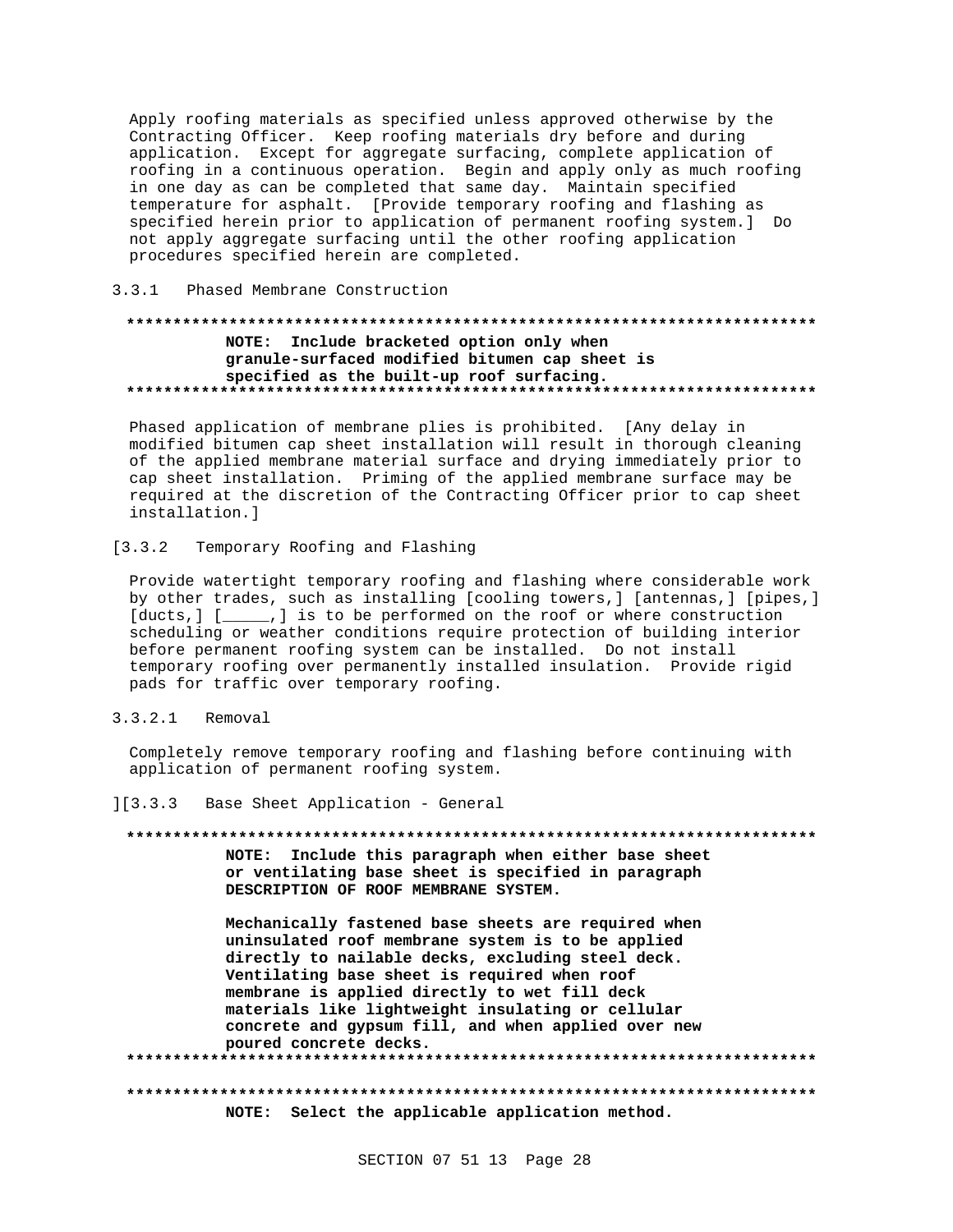Apply roofing materials as specified unless approved otherwise by the Contracting Officer. Keep roofing materials dry before and during application. Except for aggregate surfacing, complete application of roofing in a continuous operation. Begin and apply only as much roofing in one day as can be completed that same day. Maintain specified temperature for asphalt. [Provide temporary roofing and flashing as specified herein prior to application of permanent roofing system.] Do not apply aggregate surfacing until the other roofing application procedures specified herein are completed.

### 3.3.1 Phased Membrane Construction

**************************************************************************
**NOTE: Include bracketed option only when granule-surfaced modified bitumen cap sheet is specified as the built-up roof surfacing.**
**************************************************************************

Phased application of membrane plies is prohibited. [Any delay in modified bitumen cap sheet installation will result in thorough cleaning of the applied membrane material surface and drying immediately prior to cap sheet installation. Priming of the applied membrane surface may be required at the discretion of the Contracting Officer prior to cap sheet installation.]

### [3.3.2 Temporary Roofing and Flashing

Provide watertight temporary roofing and flashing where considerable work by other trades, such as installing [cooling towers,] [antennas,] [pipes,] [ducts,] [_____,] is to be performed on the roof or where construction scheduling or weather conditions require protection of building interior before permanent roofing system can be installed. Do not install temporary roofing over permanently installed insulation. Provide rigid pads for traffic over temporary roofing.

#### 3.3.2.1 Removal

Completely remove temporary roofing and flashing before continuing with application of permanent roofing system.

### ][3.3.3 Base Sheet Application - General

**************************************************************************
**NOTE: Include this paragraph when either base sheet or ventilating base sheet is specified in paragraph DESCRIPTION OF ROOF MEMBRANE SYSTEM.**

**Mechanically fastened base sheets are required when uninsulated roof membrane system is to be applied directly to nailable decks, excluding steel deck. Ventilating base sheet is required when roof membrane is applied directly to wet fill deck materials like lightweight insulating or cellular concrete and gypsum fill, and when applied over new poured concrete decks.**
**************************************************************************

**************************************************************************
**NOTE: Select the applicable application method.**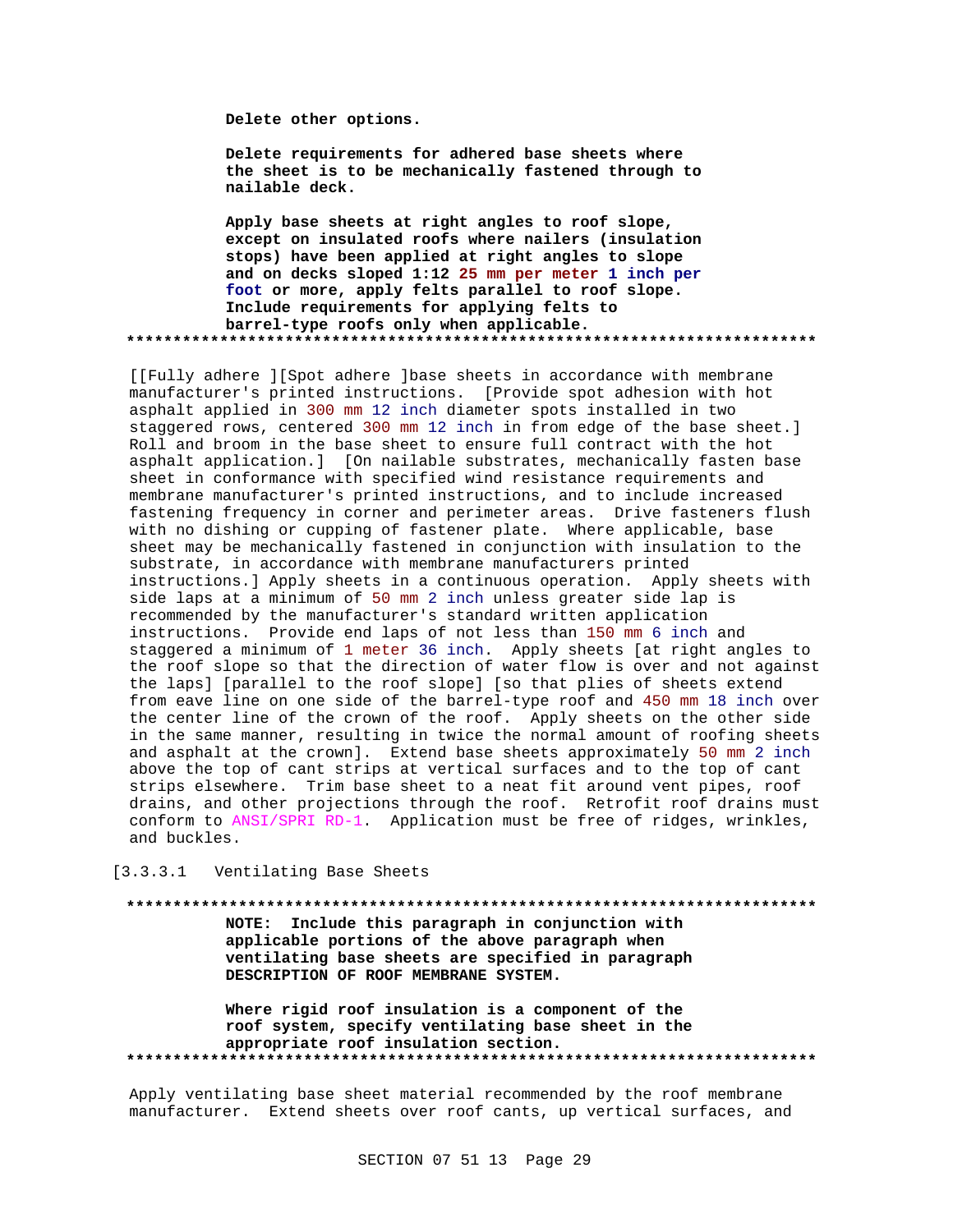**Delete other options.**

**Delete requirements for adhered base sheets where the sheet is to be mechanically fastened through to nailable deck.**

**Apply base sheets at right angles to roof slope, except on insulated roofs where nailers (insulation stops) have been applied at right angles to slope and on decks sloped 1:12 25 mm per meter 1 inch per foot or more, apply felts parallel to roof slope. Include requirements for applying felts to barrel-type roofs only when applicable.**

**************************************************************************

[[Fully adhere ][Spot adhere ]base sheets in accordance with membrane manufacturer's printed instructions. [Provide spot adhesion with hot asphalt applied in 300 mm 12 inch diameter spots installed in two staggered rows, centered 300 mm 12 inch in from edge of the base sheet.] Roll and broom in the base sheet to ensure full contract with the hot asphalt application.] [On nailable substrates, mechanically fasten base sheet in conformance with specified wind resistance requirements and membrane manufacturer's printed instructions, and to include increased fastening frequency in corner and perimeter areas. Drive fasteners flush with no dishing or cupping of fastener plate. Where applicable, base sheet may be mechanically fastened in conjunction with insulation to the substrate, in accordance with membrane manufacturers printed instructions.] Apply sheets in a continuous operation. Apply sheets with side laps at a minimum of 50 mm 2 inch unless greater side lap is recommended by the manufacturer's standard written application instructions. Provide end laps of not less than 150 mm 6 inch and staggered a minimum of 1 meter 36 inch. Apply sheets [at right angles to the roof slope so that the direction of water flow is over and not against the laps] [parallel to the roof slope] [so that plies of sheets extend from eave line on one side of the barrel-type roof and 450 mm 18 inch over the center line of the crown of the roof. Apply sheets on the other side in the same manner, resulting in twice the normal amount of roofing sheets and asphalt at the crown]. Extend base sheets approximately 50 mm 2 inch above the top of cant strips at vertical surfaces and to the top of cant strips elsewhere. Trim base sheet to a neat fit around vent pipes, roof drains, and other projections through the roof. Retrofit roof drains must conform to ANSI/SPRI RD-1. Application must be free of ridges, wrinkles, and buckles.

[3.3.3.1 Ventilating Base Sheets

**************************************************************************

**NOTE: Include this paragraph in conjunction with applicable portions of the above paragraph when ventilating base sheets are specified in paragraph DESCRIPTION OF ROOF MEMBRANE SYSTEM.**

**Where rigid roof insulation is a component of the roof system, specify ventilating base sheet in the appropriate roof insulation section.**

**************************************************************************

Apply ventilating base sheet material recommended by the roof membrane manufacturer. Extend sheets over roof cants, up vertical surfaces, and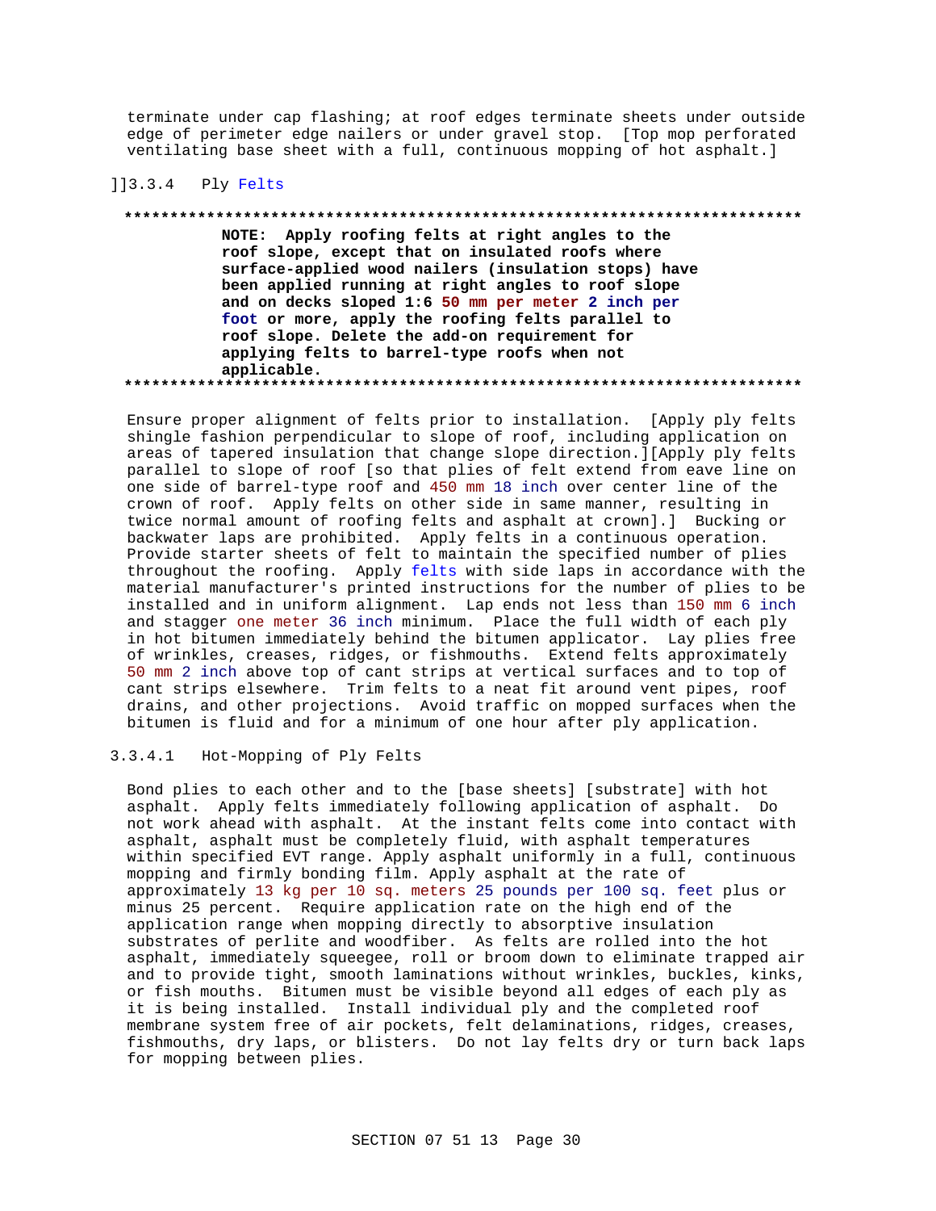terminate under cap flashing; at roof edges terminate sheets under outside edge of perimeter edge nailers or under gravel stop. [Top mop perforated ventilating base sheet with a full, continuous mopping of hot asphalt.]

]]3.3.4 Ply Felts

**************************************************************************

**NOTE: Apply roofing felts at right angles to the roof slope, except that on insulated roofs where surface-applied wood nailers (insulation stops) have been applied running at right angles to roof slope and on decks sloped 1:6 50 mm per meter 2 inch per foot or more, apply the roofing felts parallel to roof slope. Delete the add-on requirement for applying felts to barrel-type roofs when not applicable.**

**************************************************************************

Ensure proper alignment of felts prior to installation. [Apply ply felts shingle fashion perpendicular to slope of roof, including application on areas of tapered insulation that change slope direction.][Apply ply felts parallel to slope of roof [so that plies of felt extend from eave line on one side of barrel-type roof and 450 mm 18 inch over center line of the crown of roof. Apply felts on other side in same manner, resulting in twice normal amount of roofing felts and asphalt at crown].] Bucking or backwater laps are prohibited. Apply felts in a continuous operation. Provide starter sheets of felt to maintain the specified number of plies throughout the roofing. Apply felts with side laps in accordance with the material manufacturer's printed instructions for the number of plies to be installed and in uniform alignment. Lap ends not less than 150 mm 6 inch and stagger one meter 36 inch minimum. Place the full width of each ply in hot bitumen immediately behind the bitumen applicator. Lay plies free of wrinkles, creases, ridges, or fishmouths. Extend felts approximately 50 mm 2 inch above top of cant strips at vertical surfaces and to top of cant strips elsewhere. Trim felts to a neat fit around vent pipes, roof drains, and other projections. Avoid traffic on mopped surfaces when the bitumen is fluid and for a minimum of one hour after ply application.

3.3.4.1 Hot-Mopping of Ply Felts

Bond plies to each other and to the [base sheets] [substrate] with hot asphalt. Apply felts immediately following application of asphalt. Do not work ahead with asphalt. At the instant felts come into contact with asphalt, asphalt must be completely fluid, with asphalt temperatures within specified EVT range. Apply asphalt uniformly in a full, continuous mopping and firmly bonding film. Apply asphalt at the rate of approximately 13 kg per 10 sq. meters 25 pounds per 100 sq. feet plus or minus 25 percent. Require application rate on the high end of the application range when mopping directly to absorptive insulation substrates of perlite and woodfiber. As felts are rolled into the hot asphalt, immediately squeegee, roll or broom down to eliminate trapped air and to provide tight, smooth laminations without wrinkles, buckles, kinks, or fish mouths. Bitumen must be visible beyond all edges of each ply as it is being installed. Install individual ply and the completed roof membrane system free of air pockets, felt delaminations, ridges, creases, fishmouths, dry laps, or blisters. Do not lay felts dry or turn back laps for mopping between plies.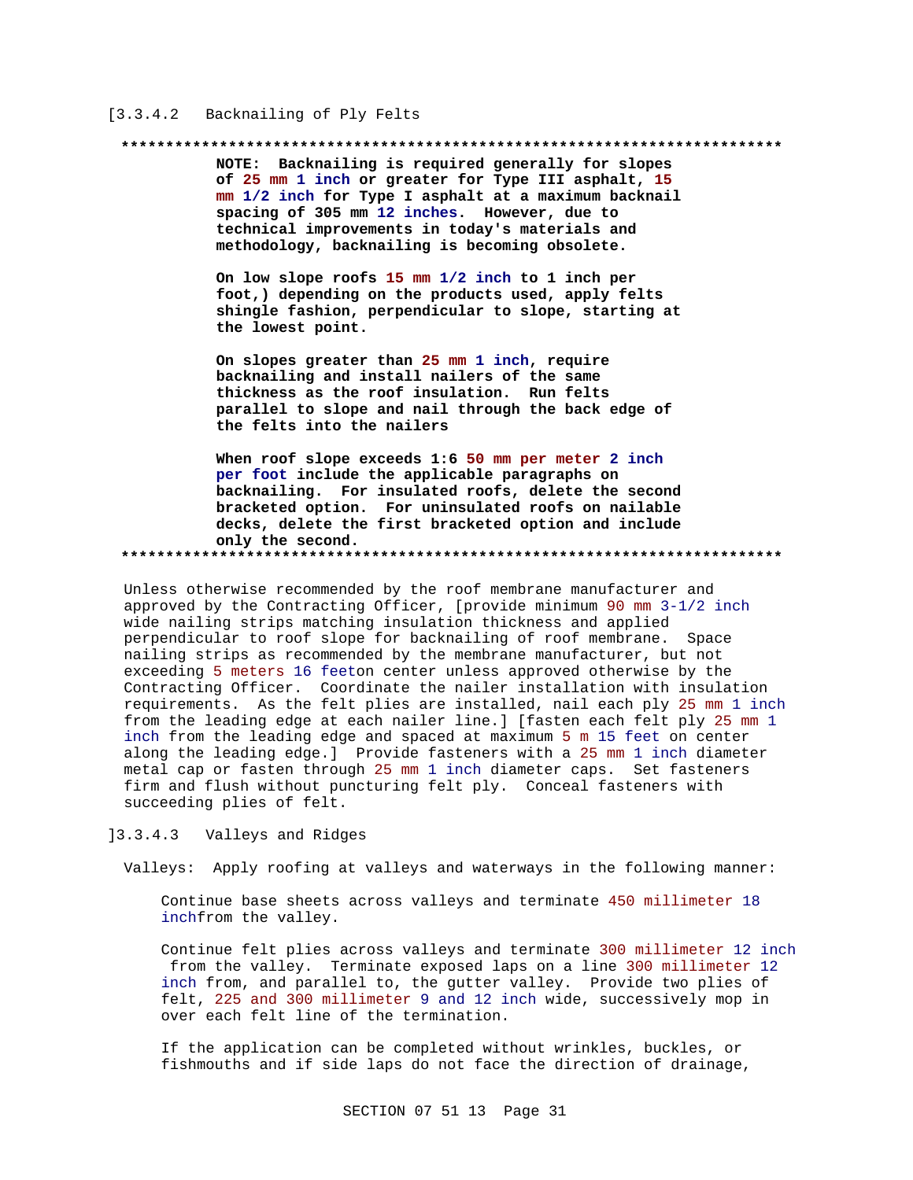[3.3.4.2 Backnailing of Ply Felts

**************************************************************************

**NOTE: Backnailing is required generally for slopes of 25 mm 1 inch or greater for Type III asphalt, 15 mm 1/2 inch for Type I asphalt at a maximum backnail spacing of 305 mm 12 inches. However, due to technical improvements in today's materials and methodology, backnailing is becoming obsolete.**

**On low slope roofs 15 mm 1/2 inch to 1 inch per foot,) depending on the products used, apply felts shingle fashion, perpendicular to slope, starting at the lowest point.**

**On slopes greater than 25 mm 1 inch, require backnailing and install nailers of the same thickness as the roof insulation. Run felts parallel to slope and nail through the back edge of the felts into the nailers**

**When roof slope exceeds 1:6 50 mm per meter 2 inch per foot include the applicable paragraphs on backnailing. For insulated roofs, delete the second bracketed option. For uninsulated roofs on nailable decks, delete the first bracketed option and include only the second.**

**************************************************************************

Unless otherwise recommended by the roof membrane manufacturer and approved by the Contracting Officer, [provide minimum 90 mm 3-1/2 inch wide nailing strips matching insulation thickness and applied perpendicular to roof slope for backnailing of roof membrane. Space nailing strips as recommended by the membrane manufacturer, but not exceeding 5 meters 16 feeton center unless approved otherwise by the Contracting Officer. Coordinate the nailer installation with insulation requirements. As the felt plies are installed, nail each ply 25 mm 1 inch from the leading edge at each nailer line.] [fasten each felt ply 25 mm 1 inch from the leading edge and spaced at maximum 5 m 15 feet on center along the leading edge.] Provide fasteners with a 25 mm 1 inch diameter metal cap or fasten through 25 mm 1 inch diameter caps. Set fasteners firm and flush without puncturing felt ply. Conceal fasteners with succeeding plies of felt.

]3.3.4.3 Valleys and Ridges

Valleys: Apply roofing at valleys and waterways in the following manner:

Continue base sheets across valleys and terminate 450 millimeter 18 inchfrom the valley.

Continue felt plies across valleys and terminate 300 millimeter 12 inch from the valley. Terminate exposed laps on a line 300 millimeter 12 inch from, and parallel to, the gutter valley. Provide two plies of felt, 225 and 300 millimeter 9 and 12 inch wide, successively mop in over each felt line of the termination.

If the application can be completed without wrinkles, buckles, or fishmouths and if side laps do not face the direction of drainage,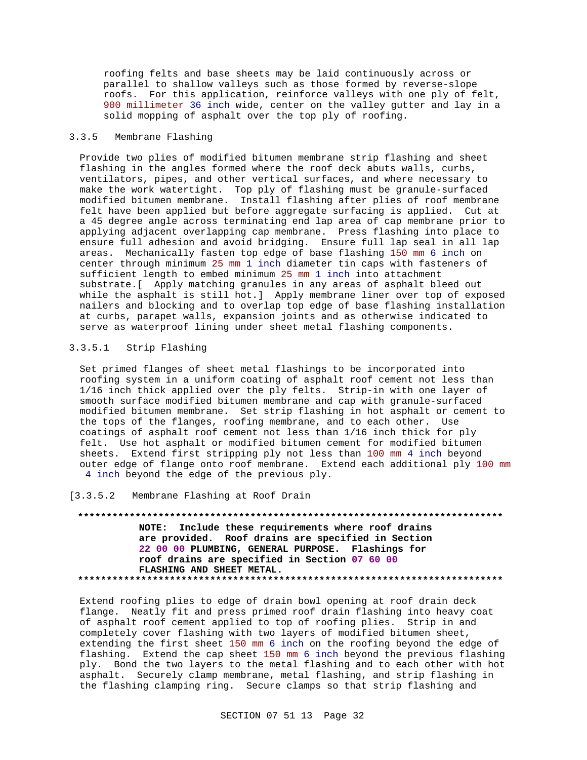roofing felts and base sheets may be laid continuously across or parallel to shallow valleys such as those formed by reverse-slope roofs. For this application, reinforce valleys with one ply of felt, 900 millimeter 36 inch wide, center on the valley gutter and lay in a solid mopping of asphalt over the top ply of roofing.

### 3.3.5 Membrane Flashing

Provide two plies of modified bitumen membrane strip flashing and sheet flashing in the angles formed where the roof deck abuts walls, curbs, ventilators, pipes, and other vertical surfaces, and where necessary to make the work watertight. Top ply of flashing must be granule-surfaced modified bitumen membrane. Install flashing after plies of roof membrane felt have been applied but before aggregate surfacing is applied. Cut at a 45 degree angle across terminating end lap area of cap membrane prior to applying adjacent overlapping cap membrane. Press flashing into place to ensure full adhesion and avoid bridging. Ensure full lap seal in all lap areas. Mechanically fasten top edge of base flashing 150 mm 6 inch on center through minimum 25 mm 1 inch diameter tin caps with fasteners of sufficient length to embed minimum 25 mm 1 inch into attachment substrate.[ Apply matching granules in any areas of asphalt bleed out while the asphalt is still hot.] Apply membrane liner over top of exposed nailers and blocking and to overlap top edge of base flashing installation at curbs, parapet walls, expansion joints and as otherwise indicated to serve as waterproof lining under sheet metal flashing components.

#### 3.3.5.1 Strip Flashing

Set primed flanges of sheet metal flashings to be incorporated into roofing system in a uniform coating of asphalt roof cement not less than 1/16 inch thick applied over the ply felts. Strip-in with one layer of smooth surface modified bitumen membrane and cap with granule-surfaced modified bitumen membrane. Set strip flashing in hot asphalt or cement to the tops of the flanges, roofing membrane, and to each other. Use coatings of asphalt roof cement not less than 1/16 inch thick for ply felt. Use hot asphalt or modified bitumen cement for modified bitumen sheets. Extend first stripping ply not less than 100 mm 4 inch beyond outer edge of flange onto roof membrane. Extend each additional ply 100 mm 4 inch beyond the edge of the previous ply.

#### [3.3.5.2 Membrane Flashing at Roof Drain

**************************************************************************

**NOTE: Include these requirements where roof drains are provided. Roof drains are specified in Section 22 00 00 PLUMBING, GENERAL PURPOSE. Flashings for roof drains are specified in Section 07 60 00 FLASHING AND SHEET METAL.**

**************************************************************************

Extend roofing plies to edge of drain bowl opening at roof drain deck flange. Neatly fit and press primed roof drain flashing into heavy coat of asphalt roof cement applied to top of roofing plies. Strip in and completely cover flashing with two layers of modified bitumen sheet, extending the first sheet 150 mm 6 inch on the roofing beyond the edge of flashing. Extend the cap sheet 150 mm 6 inch beyond the previous flashing ply. Bond the two layers to the metal flashing and to each other with hot asphalt. Securely clamp membrane, metal flashing, and strip flashing in the flashing clamping ring. Secure clamps so that strip flashing and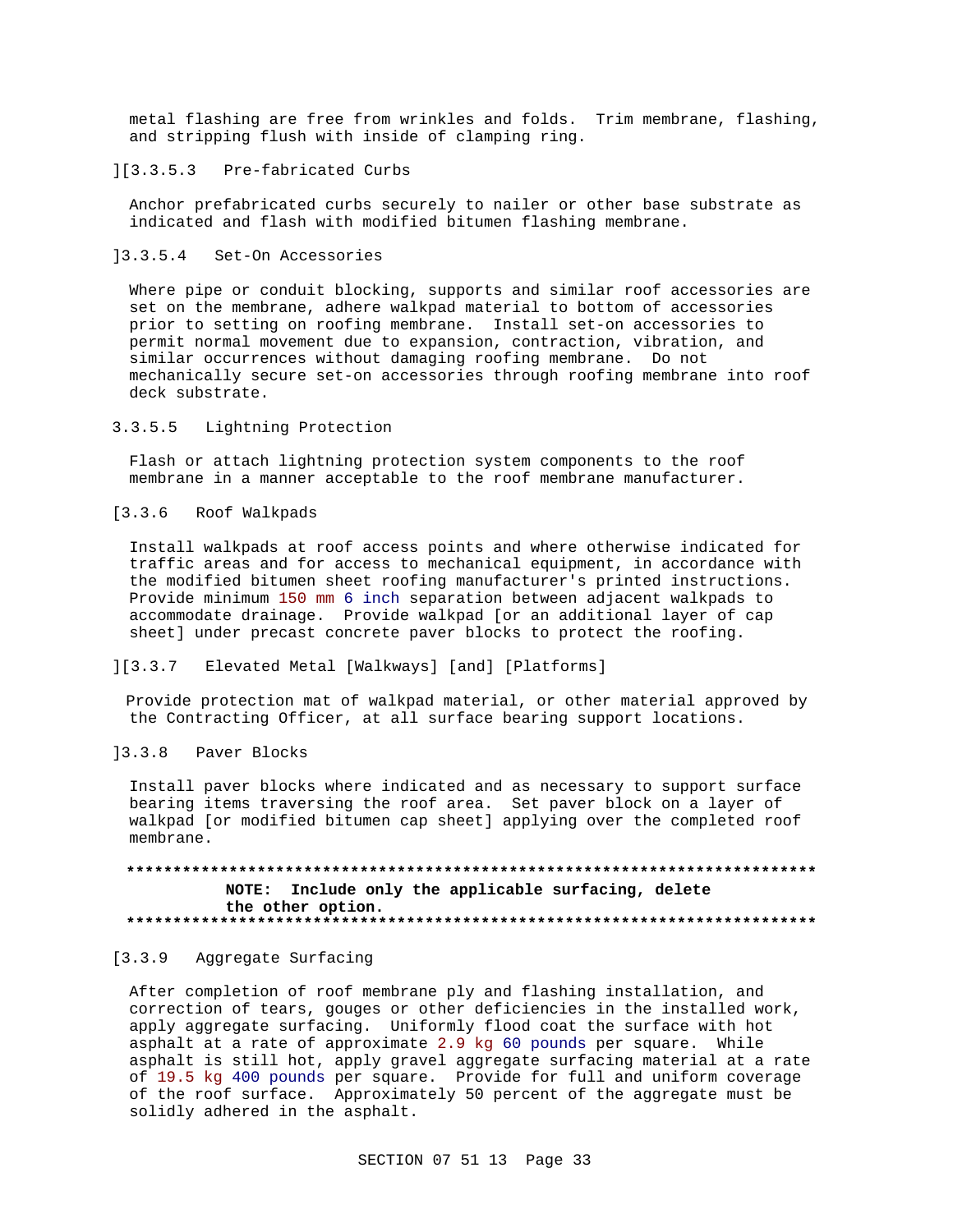metal flashing are free from wrinkles and folds. Trim membrane, flashing, and stripping flush with inside of clamping ring.

][3.3.5.3 Pre-fabricated Curbs

Anchor prefabricated curbs securely to nailer or other base substrate as indicated and flash with modified bitumen flashing membrane.

]3.3.5.4 Set-On Accessories

Where pipe or conduit blocking, supports and similar roof accessories are set on the membrane, adhere walkpad material to bottom of accessories prior to setting on roofing membrane. Install set-on accessories to permit normal movement due to expansion, contraction, vibration, and similar occurrences without damaging roofing membrane. Do not mechanically secure set-on accessories through roofing membrane into roof deck substrate.

3.3.5.5 Lightning Protection

Flash or attach lightning protection system components to the roof membrane in a manner acceptable to the roof membrane manufacturer.

[3.3.6 Roof Walkpads

Install walkpads at roof access points and where otherwise indicated for traffic areas and for access to mechanical equipment, in accordance with the modified bitumen sheet roofing manufacturer's printed instructions. Provide minimum 150 mm 6 inch separation between adjacent walkpads to accommodate drainage. Provide walkpad [or an additional layer of cap sheet] under precast concrete paver blocks to protect the roofing.

][3.3.7 Elevated Metal [Walkways] [and] [Platforms]

Provide protection mat of walkpad material, or other material approved by the Contracting Officer, at all surface bearing support locations.

]3.3.8 Paver Blocks

Install paver blocks where indicated and as necessary to support surface bearing items traversing the roof area. Set paver block on a layer of walkpad [or modified bitumen cap sheet] applying over the completed roof membrane.

**************************************************************************
**NOTE: Include only the applicable surfacing, delete the other option.**
**************************************************************************

[3.3.9 Aggregate Surfacing

After completion of roof membrane ply and flashing installation, and correction of tears, gouges or other deficiencies in the installed work, apply aggregate surfacing. Uniformly flood coat the surface with hot asphalt at a rate of approximate 2.9 kg 60 pounds per square. While asphalt is still hot, apply gravel aggregate surfacing material at a rate of 19.5 kg 400 pounds per square. Provide for full and uniform coverage of the roof surface. Approximately 50 percent of the aggregate must be solidly adhered in the asphalt.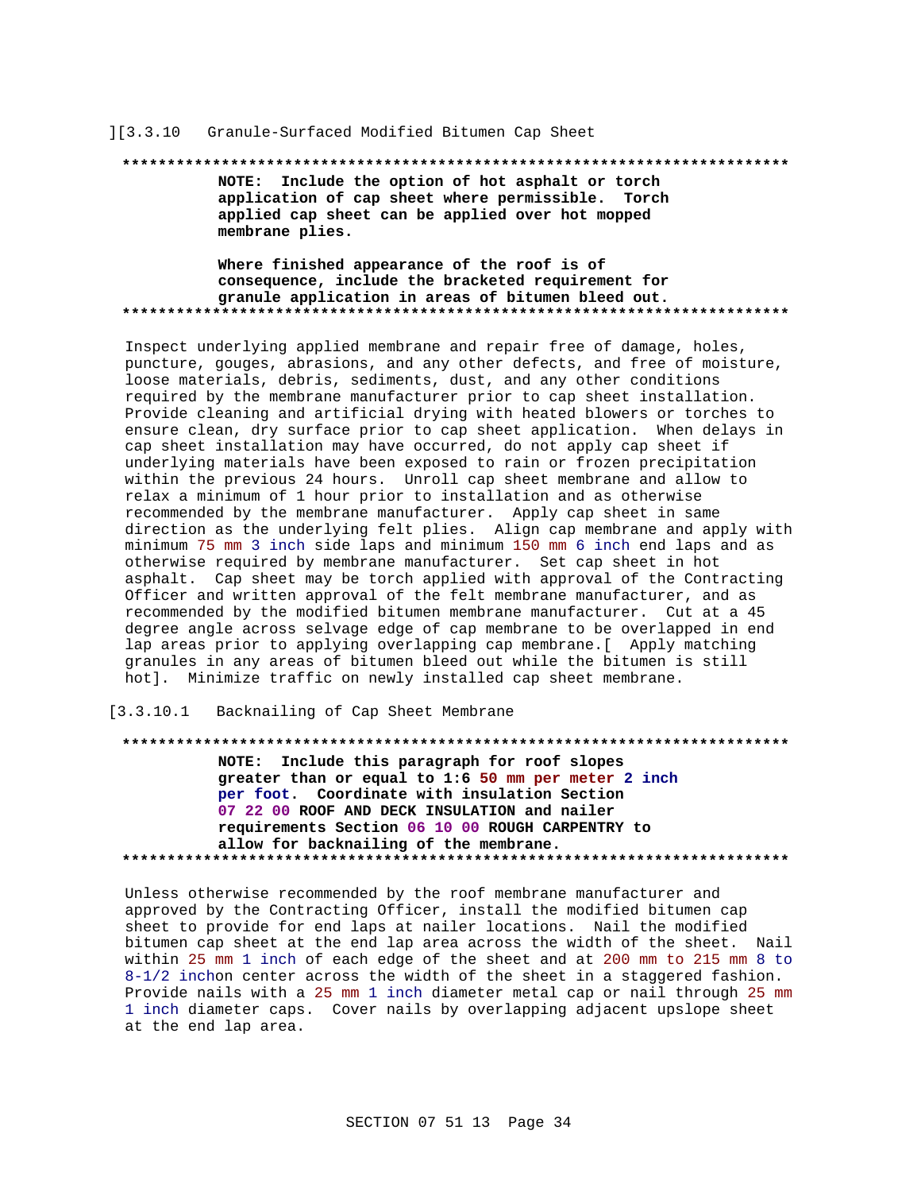][3.3.10 Granule-Surfaced Modified Bitumen Cap Sheet

**************************************************************************

**NOTE: Include the option of hot asphalt or torch application of cap sheet where permissible. Torch applied cap sheet can be applied over hot mopped membrane plies.**

**Where finished appearance of the roof is of consequence, include the bracketed requirement for granule application in areas of bitumen bleed out.**

**************************************************************************

Inspect underlying applied membrane and repair free of damage, holes, puncture, gouges, abrasions, and any other defects, and free of moisture, loose materials, debris, sediments, dust, and any other conditions required by the membrane manufacturer prior to cap sheet installation. Provide cleaning and artificial drying with heated blowers or torches to ensure clean, dry surface prior to cap sheet application. When delays in cap sheet installation may have occurred, do not apply cap sheet if underlying materials have been exposed to rain or frozen precipitation within the previous 24 hours. Unroll cap sheet membrane and allow to relax a minimum of 1 hour prior to installation and as otherwise recommended by the membrane manufacturer. Apply cap sheet in same direction as the underlying felt plies. Align cap membrane and apply with minimum 75 mm 3 inch side laps and minimum 150 mm 6 inch end laps and as otherwise required by membrane manufacturer. Set cap sheet in hot asphalt. Cap sheet may be torch applied with approval of the Contracting Officer and written approval of the felt membrane manufacturer, and as recommended by the modified bitumen membrane manufacturer. Cut at a 45 degree angle across selvage edge of cap membrane to be overlapped in end lap areas prior to applying overlapping cap membrane.[ Apply matching granules in any areas of bitumen bleed out while the bitumen is still hot]. Minimize traffic on newly installed cap sheet membrane.

[3.3.10.1 Backnailing of Cap Sheet Membrane

**************************************************************************

**NOTE: Include this paragraph for roof slopes greater than or equal to 1:6 50 mm per meter 2 inch per foot. Coordinate with insulation Section 07 22 00 ROOF AND DECK INSULATION and nailer requirements Section 06 10 00 ROUGH CARPENTRY to allow for backnailing of the membrane.**

**************************************************************************

Unless otherwise recommended by the roof membrane manufacturer and approved by the Contracting Officer, install the modified bitumen cap sheet to provide for end laps at nailer locations. Nail the modified bitumen cap sheet at the end lap area across the width of the sheet. Nail within 25 mm 1 inch of each edge of the sheet and at 200 mm to 215 mm 8 to 8-1/2 inchon center across the width of the sheet in a staggered fashion. Provide nails with a 25 mm 1 inch diameter metal cap or nail through 25 mm 1 inch diameter caps. Cover nails by overlapping adjacent upslope sheet at the end lap area.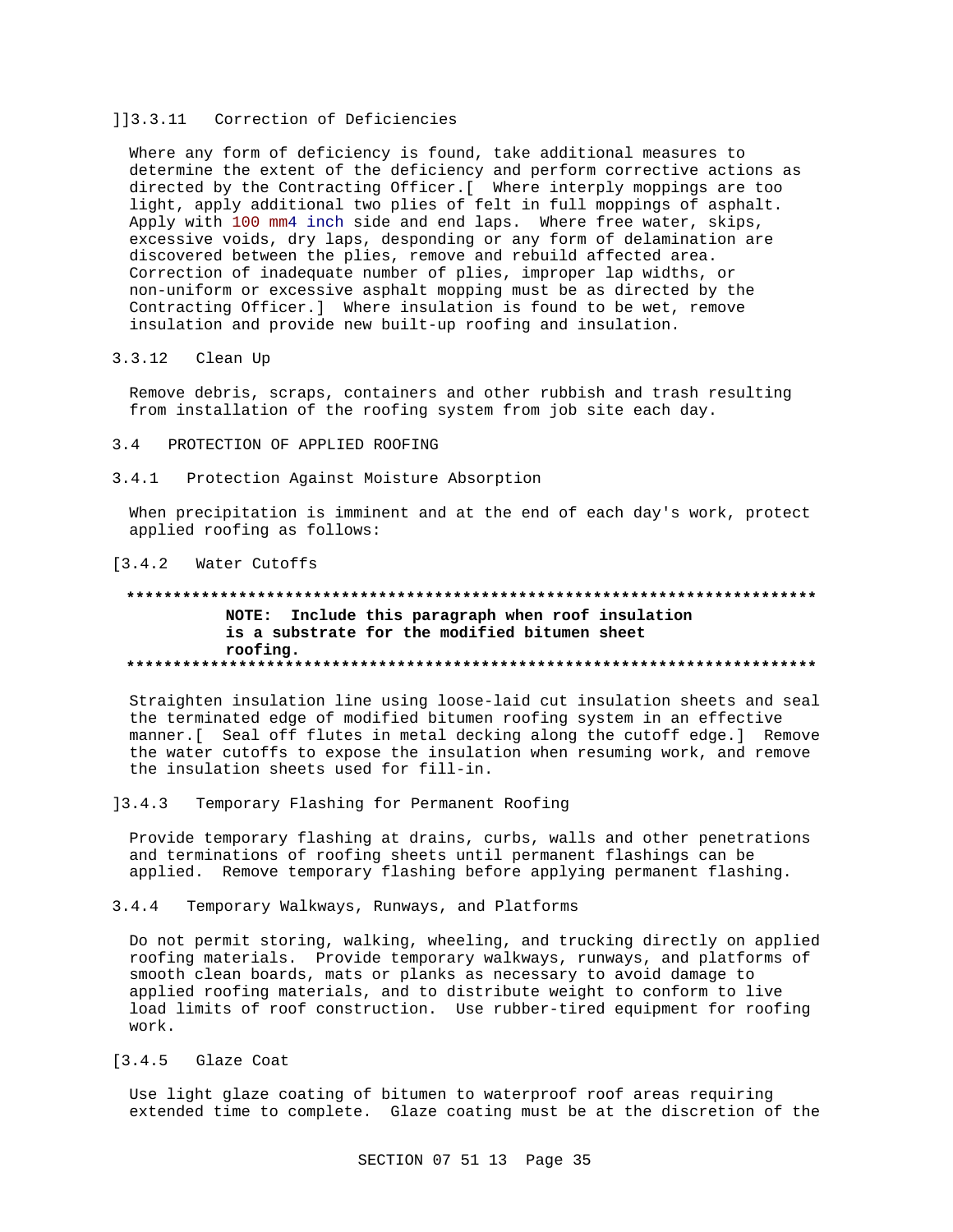]]3.3.11 Correction of Deficiencies

Where any form of deficiency is found, take additional measures to determine the extent of the deficiency and perform corrective actions as directed by the Contracting Officer.[ Where interply moppings are too light, apply additional two plies of felt in full moppings of asphalt. Apply with 100 mm4 inch side and end laps. Where free water, skips, excessive voids, dry laps, desponding or any form of delamination are discovered between the plies, remove and rebuild affected area. Correction of inadequate number of plies, improper lap widths, or non-uniform or excessive asphalt mopping must be as directed by the Contracting Officer.] Where insulation is found to be wet, remove insulation and provide new built-up roofing and insulation.

3.3.12 Clean Up

Remove debris, scraps, containers and other rubbish and trash resulting from installation of the roofing system from job site each day.

3.4 PROTECTION OF APPLIED ROOFING

3.4.1 Protection Against Moisture Absorption

When precipitation is imminent and at the end of each day's work, protect applied roofing as follows:

[3.4.2 Water Cutoffs

**************************************************************************

**NOTE: Include this paragraph when roof insulation is a substrate for the modified bitumen sheet roofing.**

**************************************************************************

Straighten insulation line using loose-laid cut insulation sheets and seal the terminated edge of modified bitumen roofing system in an effective manner.[ Seal off flutes in metal decking along the cutoff edge.] Remove the water cutoffs to expose the insulation when resuming work, and remove the insulation sheets used for fill-in.

]3.4.3 Temporary Flashing for Permanent Roofing

Provide temporary flashing at drains, curbs, walls and other penetrations and terminations of roofing sheets until permanent flashings can be applied. Remove temporary flashing before applying permanent flashing.

3.4.4 Temporary Walkways, Runways, and Platforms

Do not permit storing, walking, wheeling, and trucking directly on applied roofing materials. Provide temporary walkways, runways, and platforms of smooth clean boards, mats or planks as necessary to avoid damage to applied roofing materials, and to distribute weight to conform to live load limits of roof construction. Use rubber-tired equipment for roofing work.

[3.4.5 Glaze Coat

Use light glaze coating of bitumen to waterproof roof areas requiring extended time to complete. Glaze coating must be at the discretion of the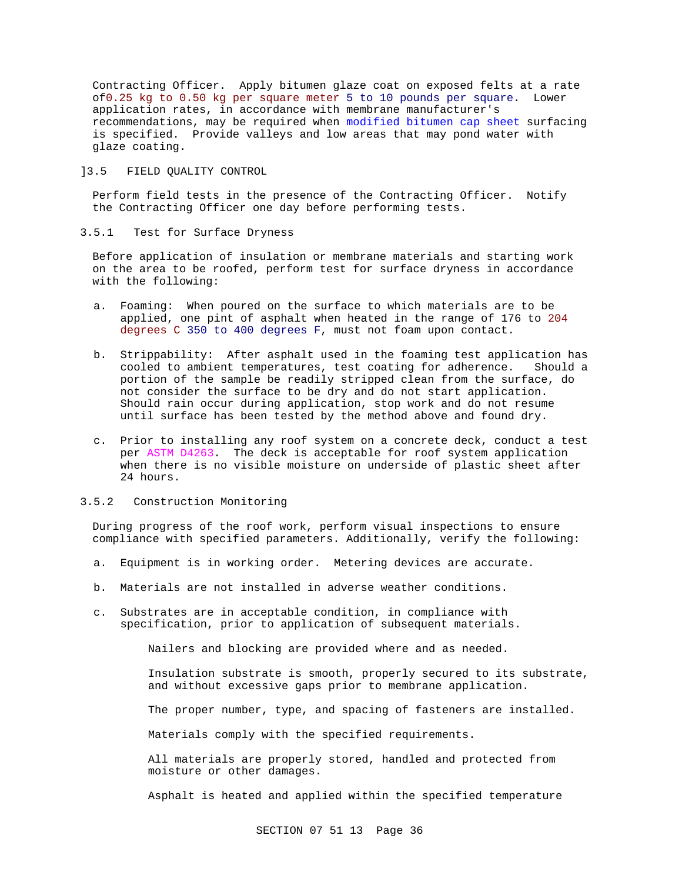Contracting Officer. Apply bitumen glaze coat on exposed felts at a rate of0.25 kg to 0.50 kg per square meter 5 to 10 pounds per square. Lower application rates, in accordance with membrane manufacturer's recommendations, may be required when modified bitumen cap sheet surfacing is specified. Provide valleys and low areas that may pond water with glaze coating.

]3.5 FIELD QUALITY CONTROL

Perform field tests in the presence of the Contracting Officer. Notify the Contracting Officer one day before performing tests.

3.5.1 Test for Surface Dryness

Before application of insulation or membrane materials and starting work on the area to be roofed, perform test for surface dryness in accordance with the following:

a. Foaming: When poured on the surface to which materials are to be applied, one pint of asphalt when heated in the range of 176 to 204 degrees C 350 to 400 degrees F, must not foam upon contact.

b. Strippability: After asphalt used in the foaming test application has cooled to ambient temperatures, test coating for adherence. Should a portion of the sample be readily stripped clean from the surface, do not consider the surface to be dry and do not start application. Should rain occur during application, stop work and do not resume until surface has been tested by the method above and found dry.

c. Prior to installing any roof system on a concrete deck, conduct a test per ASTM D4263. The deck is acceptable for roof system application when there is no visible moisture on underside of plastic sheet after 24 hours.

3.5.2 Construction Monitoring

During progress of the roof work, perform visual inspections to ensure compliance with specified parameters. Additionally, verify the following:

a. Equipment is in working order. Metering devices are accurate.

b. Materials are not installed in adverse weather conditions.

c. Substrates are in acceptable condition, in compliance with specification, prior to application of subsequent materials.

   Nailers and blocking are provided where and as needed.

   Insulation substrate is smooth, properly secured to its substrate, and without excessive gaps prior to membrane application.

   The proper number, type, and spacing of fasteners are installed.

   Materials comply with the specified requirements.

   All materials are properly stored, handled and protected from moisture or other damages.

   Asphalt is heated and applied within the specified temperature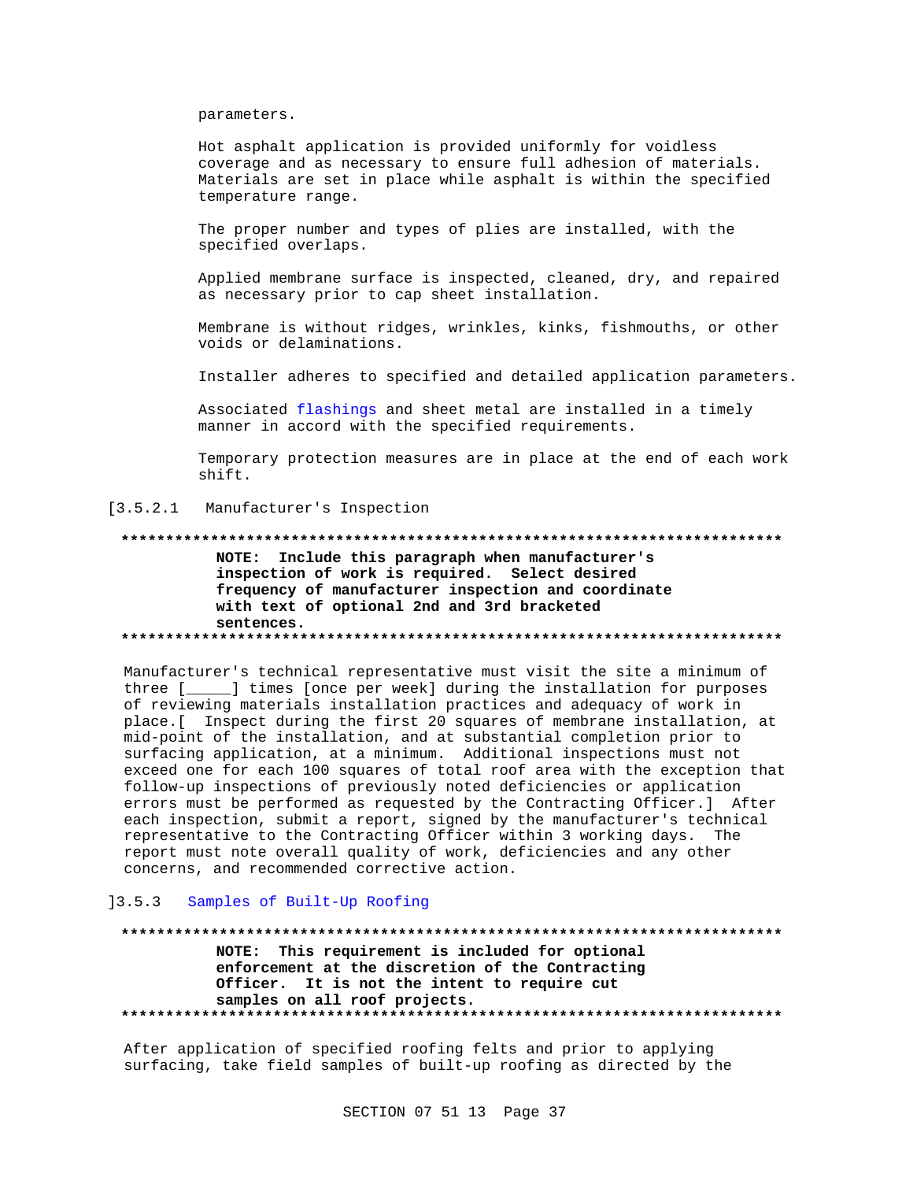parameters.

Hot asphalt application is provided uniformly for voidless coverage and as necessary to ensure full adhesion of materials. Materials are set in place while asphalt is within the specified temperature range.

The proper number and types of plies are installed, with the specified overlaps.

Applied membrane surface is inspected, cleaned, dry, and repaired as necessary prior to cap sheet installation.

Membrane is without ridges, wrinkles, kinks, fishmouths, or other voids or delaminations.

Installer adheres to specified and detailed application parameters.

Associated flashings and sheet metal are installed in a timely manner in accord with the specified requirements.

Temporary protection measures are in place at the end of each work shift.

[3.5.2.1 Manufacturer's Inspection

**************************************************************************

**NOTE: Include this paragraph when manufacturer's inspection of work is required. Select desired frequency of manufacturer inspection and coordinate with text of optional 2nd and 3rd bracketed sentences.**

**************************************************************************

Manufacturer's technical representative must visit the site a minimum of three [_____] times [once per week] during the installation for purposes of reviewing materials installation practices and adequacy of work in place.[ Inspect during the first 20 squares of membrane installation, at mid-point of the installation, and at substantial completion prior to surfacing application, at a minimum. Additional inspections must not exceed one for each 100 squares of total roof area with the exception that follow-up inspections of previously noted deficiencies or application errors must be performed as requested by the Contracting Officer.] After each inspection, submit a report, signed by the manufacturer's technical representative to the Contracting Officer within 3 working days. The report must note overall quality of work, deficiencies and any other concerns, and recommended corrective action.

]3.5.3 Samples of Built-Up Roofing

**************************************************************************

**NOTE: This requirement is included for optional enforcement at the discretion of the Contracting Officer. It is not the intent to require cut samples on all roof projects.**

**************************************************************************

After application of specified roofing felts and prior to applying surfacing, take field samples of built-up roofing as directed by the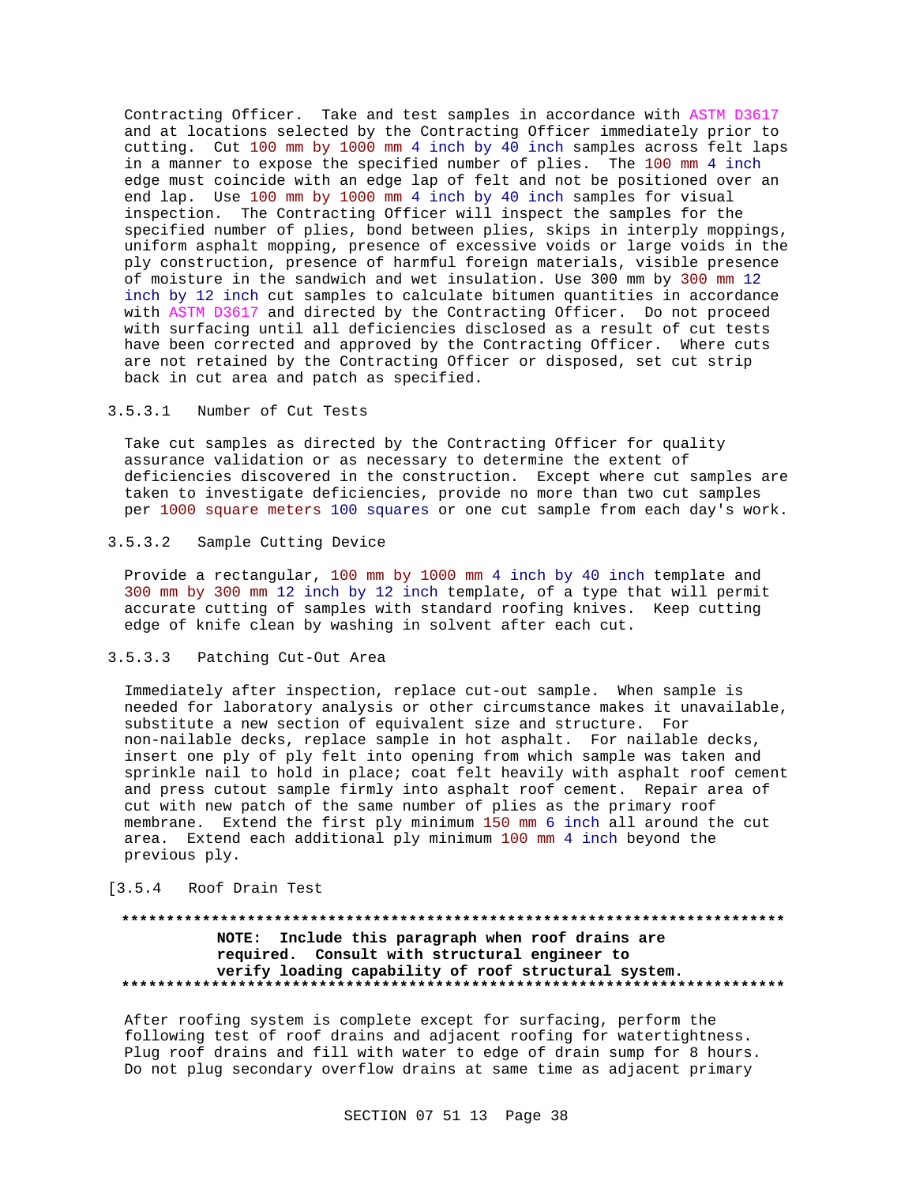Contracting Officer. Take and test samples in accordance with ASTM D3617 and at locations selected by the Contracting Officer immediately prior to cutting. Cut 100 mm by 1000 mm 4 inch by 40 inch samples across felt laps in a manner to expose the specified number of plies. The 100 mm 4 inch edge must coincide with an edge lap of felt and not be positioned over an end lap. Use 100 mm by 1000 mm 4 inch by 40 inch samples for visual inspection. The Contracting Officer will inspect the samples for the specified number of plies, bond between plies, skips in interply moppings, uniform asphalt mopping, presence of excessive voids or large voids in the ply construction, presence of harmful foreign materials, visible presence of moisture in the sandwich and wet insulation. Use 300 mm by 300 mm 12 inch by 12 inch cut samples to calculate bitumen quantities in accordance with ASTM D3617 and directed by the Contracting Officer. Do not proceed with surfacing until all deficiencies disclosed as a result of cut tests have been corrected and approved by the Contracting Officer. Where cuts are not retained by the Contracting Officer or disposed, set cut strip back in cut area and patch as specified.

#### 3.5.3.1 Number of Cut Tests

Take cut samples as directed by the Contracting Officer for quality assurance validation or as necessary to determine the extent of deficiencies discovered in the construction. Except where cut samples are taken to investigate deficiencies, provide no more than two cut samples per 1000 square meters 100 squares or one cut sample from each day's work.

#### 3.5.3.2 Sample Cutting Device

Provide a rectangular, 100 mm by 1000 mm 4 inch by 40 inch template and 300 mm by 300 mm 12 inch by 12 inch template, of a type that will permit accurate cutting of samples with standard roofing knives. Keep cutting edge of knife clean by washing in solvent after each cut.

#### 3.5.3.3 Patching Cut-Out Area

Immediately after inspection, replace cut-out sample. When sample is needed for laboratory analysis or other circumstance makes it unavailable, substitute a new section of equivalent size and structure. For non-nailable decks, replace sample in hot asphalt. For nailable decks, insert one ply of ply felt into opening from which sample was taken and sprinkle nail to hold in place; coat felt heavily with asphalt roof cement and press cutout sample firmly into asphalt roof cement. Repair area of cut with new patch of the same number of plies as the primary roof membrane. Extend the first ply minimum 150 mm 6 inch all around the cut area. Extend each additional ply minimum 100 mm 4 inch beyond the previous ply.

### [3.5.4 Roof Drain Test

**************************************************************************

**NOTE: Include this paragraph when roof drains are required. Consult with structural engineer to verify loading capability of roof structural system.**

**************************************************************************

After roofing system is complete except for surfacing, perform the following test of roof drains and adjacent roofing for watertightness. Plug roof drains and fill with water to edge of drain sump for 8 hours. Do not plug secondary overflow drains at same time as adjacent primary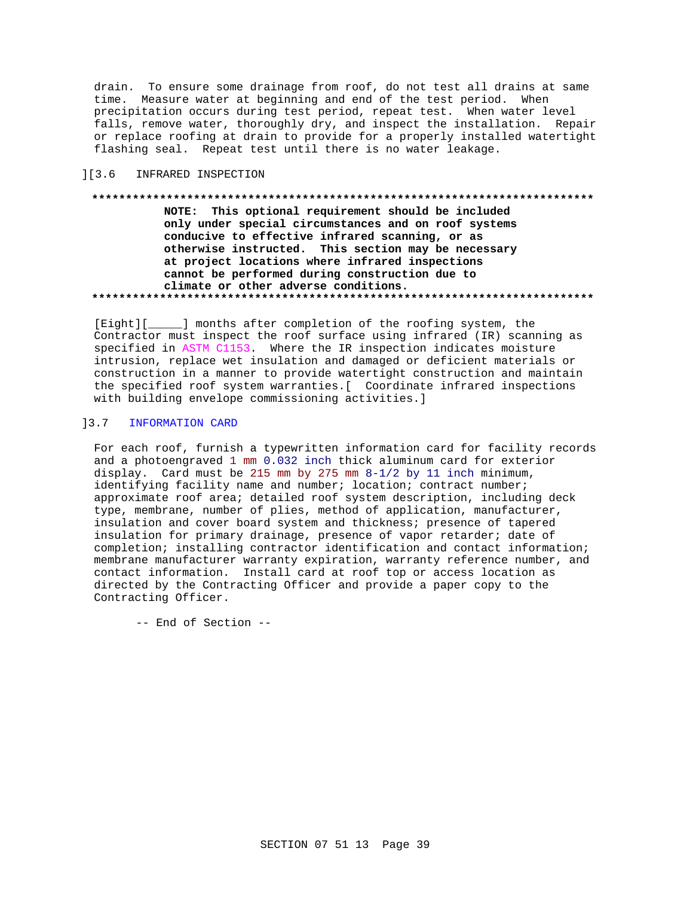drain. To ensure some drainage from roof, do not test all drains at same time. Measure water at beginning and end of the test period. When precipitation occurs during test period, repeat test. When water level falls, remove water, thoroughly dry, and inspect the installation. Repair or replace roofing at drain to provide for a properly installed watertight flashing seal. Repeat test until there is no water leakage.

][3.6 INFRARED INSPECTION

**************************************************************************

**NOTE: This optional requirement should be included only under special circumstances and on roof systems conducive to effective infrared scanning, or as otherwise instructed. This section may be necessary at project locations where infrared inspections cannot be performed during construction due to climate or other adverse conditions.**

**************************************************************************

[Eight][_____] months after completion of the roofing system, the Contractor must inspect the roof surface using infrared (IR) scanning as specified in ASTM C1153. Where the IR inspection indicates moisture intrusion, replace wet insulation and damaged or deficient materials or construction in a manner to provide watertight construction and maintain the specified roof system warranties.[ Coordinate infrared inspections with building envelope commissioning activities.]

]3.7 INFORMATION CARD

For each roof, furnish a typewritten information card for facility records and a photoengraved 1 mm 0.032 inch thick aluminum card for exterior display. Card must be 215 mm by 275 mm 8-1/2 by 11 inch minimum, identifying facility name and number; location; contract number; approximate roof area; detailed roof system description, including deck type, membrane, number of plies, method of application, manufacturer, insulation and cover board system and thickness; presence of tapered insulation for primary drainage, presence of vapor retarder; date of completion; installing contractor identification and contact information; membrane manufacturer warranty expiration, warranty reference number, and contact information. Install card at roof top or access location as directed by the Contracting Officer and provide a paper copy to the Contracting Officer.

-- End of Section --